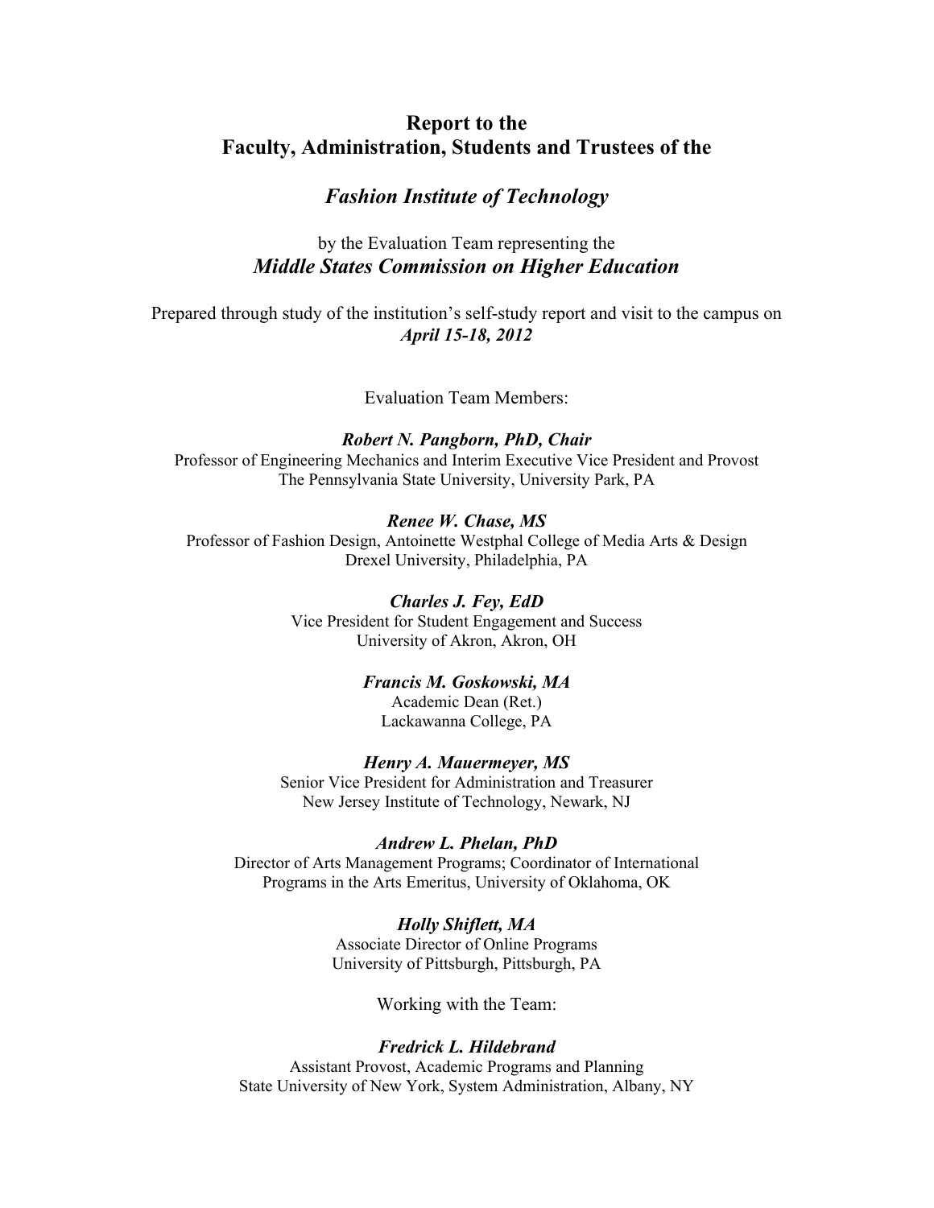# Report to the Faculty, Administration, Students and Trustees of the

## *Fashion Institute of Technology*

by the Evaluation Team representing the
***Middle States Commission on Higher Education***

Prepared through study of the institution's self-study report and visit to the campus on
***April 15-18, 2012***

Evaluation Team Members:

***Robert N. Pangborn, PhD, Chair***
Professor of Engineering Mechanics and Interim Executive Vice President and Provost
The Pennsylvania State University, University Park, PA

***Renee W. Chase, MS***
Professor of Fashion Design, Antoinette Westphal College of Media Arts & Design
Drexel University, Philadelphia, PA

***Charles J. Fey, EdD***
Vice President for Student Engagement and Success
University of Akron, Akron, OH

***Francis M. Goskowski, MA***
Academic Dean (Ret.)
Lackawanna College, PA

***Henry A. Mauermeyer, MS***
Senior Vice President for Administration and Treasurer
New Jersey Institute of Technology, Newark, NJ

***Andrew L. Phelan, PhD***
Director of Arts Management Programs; Coordinator of International Programs in the Arts Emeritus, University of Oklahoma, OK

***Holly Shiflett, MA***
Associate Director of Online Programs
University of Pittsburgh, Pittsburgh, PA

Working with the Team:

***Fredrick L. Hildebrand***
Assistant Provost, Academic Programs and Planning
State University of New York, System Administration, Albany, NY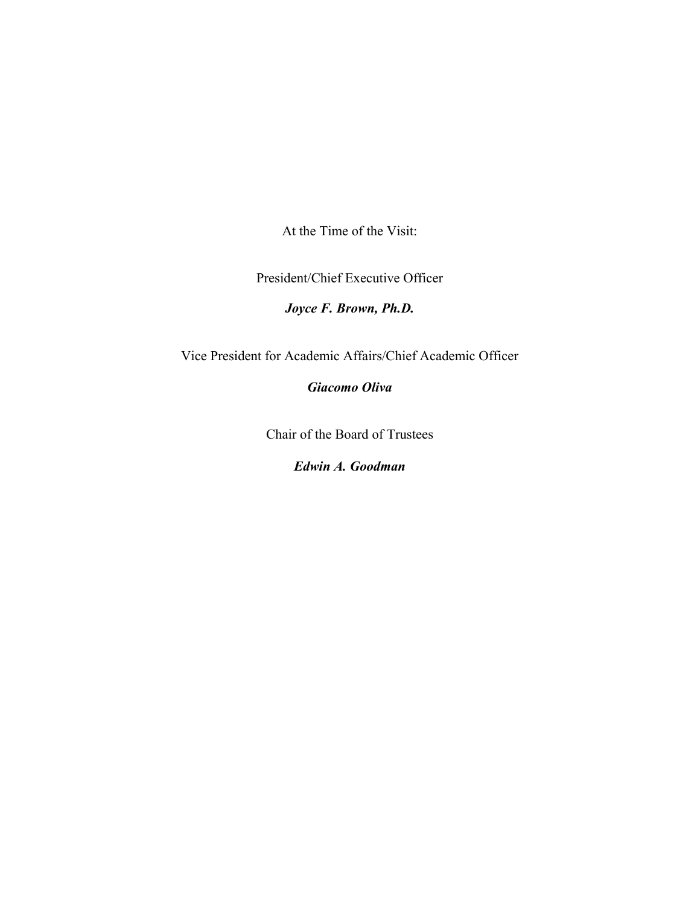At the Time of the Visit:

President/Chief Executive Officer

***Joyce F. Brown, Ph.D.***

Vice President for Academic Affairs/Chief Academic Officer

***Giacomo Oliva***

Chair of the Board of Trustees

***Edwin A. Goodman***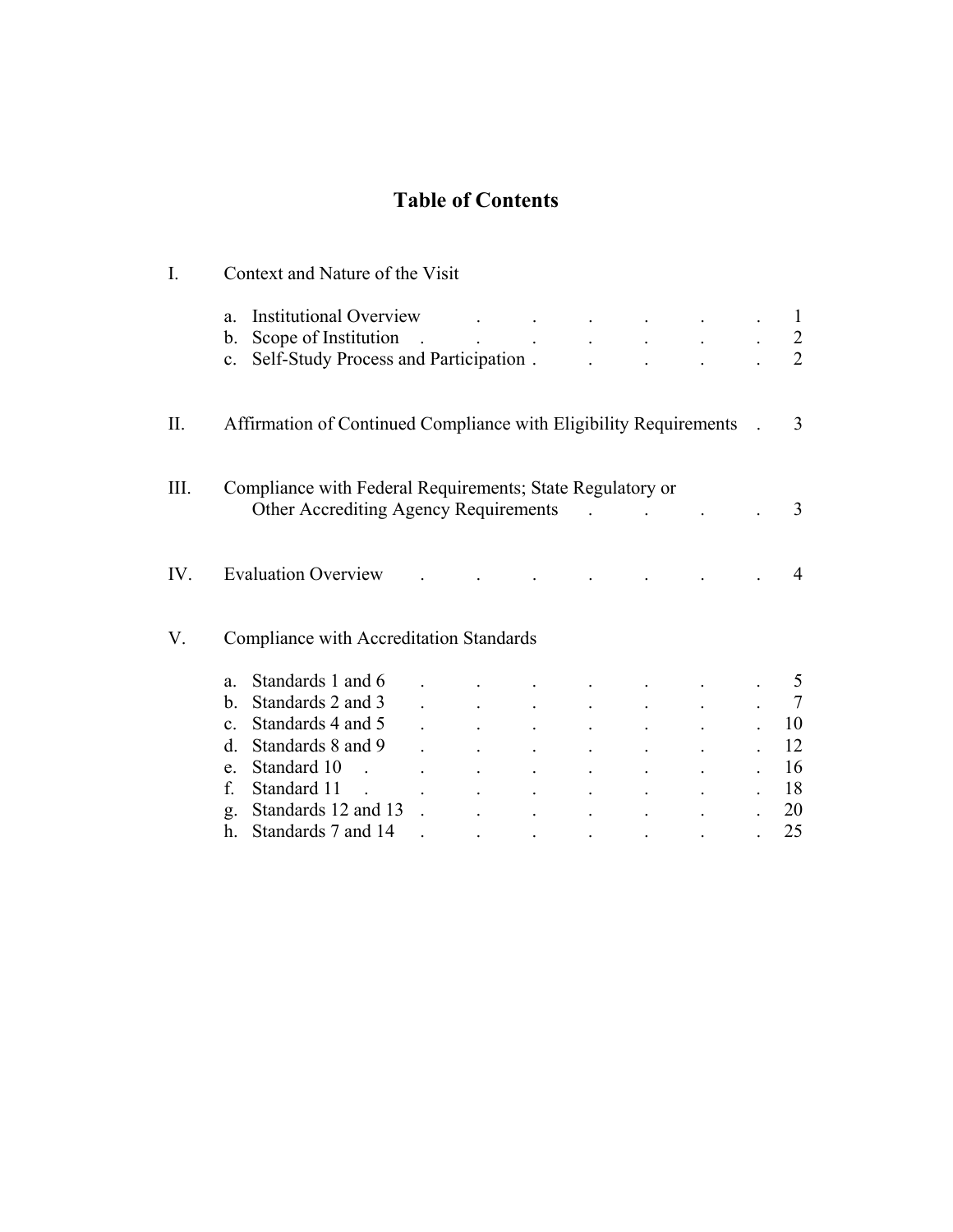# Table of Contents

I. Context and Nature of the Visit

- a. Institutional Overview . . . . . . . 1
- b. Scope of Institution . . . . . . . 2
- c. Self-Study Process and Participation . . . . . 2

II. Affirmation of Continued Compliance with Eligibility Requirements . 3

III. Compliance with Federal Requirements; State Regulatory or Other Accrediting Agency Requirements . . . . 3

IV. Evaluation Overview . . . . . . . 4

V. Compliance with Accreditation Standards

- a. Standards 1 and 6 . . . . . . . 5
- b. Standards 2 and 3 . . . . . . . 7
- c. Standards 4 and 5 . . . . . . . 10
- d. Standards 8 and 9 . . . . . . . 12
- e. Standard 10 . . . . . . . . 16
- f. Standard 11 . . . . . . . . 18
- g. Standards 12 and 13 . . . . . . . 20
- h. Standards 7 and 14 . . . . . . . 25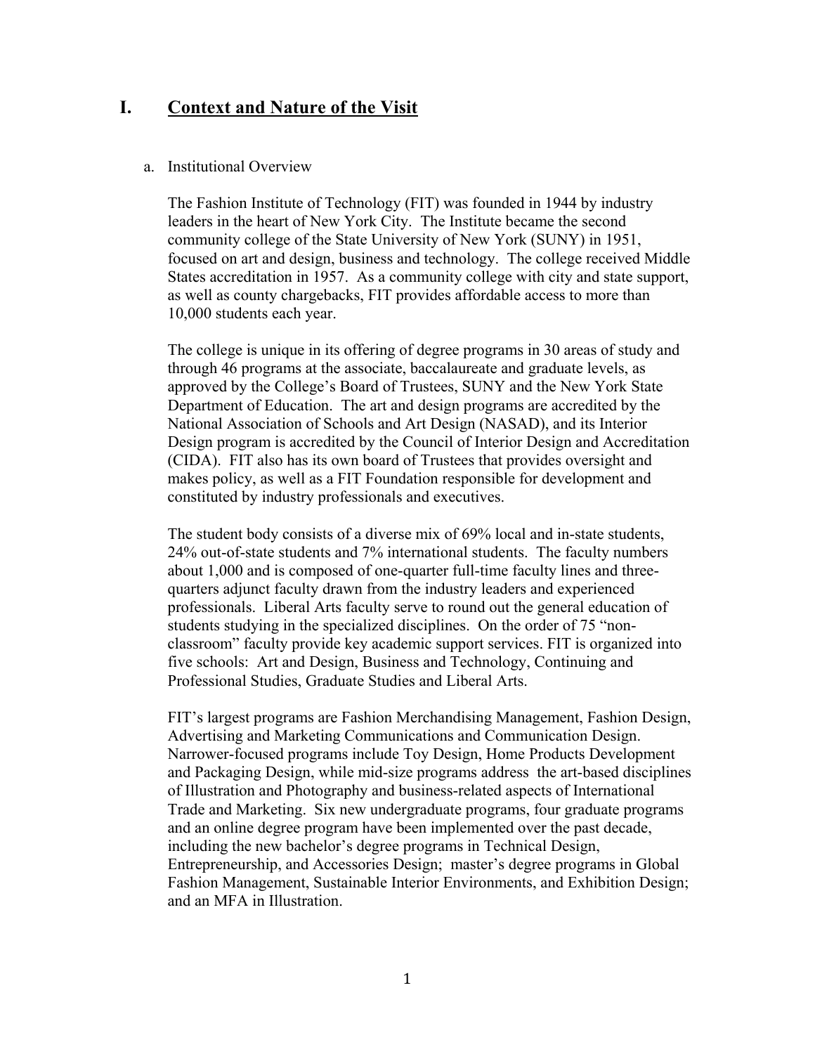# I. Context and Nature of the Visit

a. Institutional Overview

The Fashion Institute of Technology (FIT) was founded in 1944 by industry leaders in the heart of New York City. The Institute became the second community college of the State University of New York (SUNY) in 1951, focused on art and design, business and technology. The college received Middle States accreditation in 1957. As a community college with city and state support, as well as county chargebacks, FIT provides affordable access to more than 10,000 students each year.

The college is unique in its offering of degree programs in 30 areas of study and through 46 programs at the associate, baccalaureate and graduate levels, as approved by the College's Board of Trustees, SUNY and the New York State Department of Education. The art and design programs are accredited by the National Association of Schools and Art Design (NASAD), and its Interior Design program is accredited by the Council of Interior Design and Accreditation (CIDA). FIT also has its own board of Trustees that provides oversight and makes policy, as well as a FIT Foundation responsible for development and constituted by industry professionals and executives.

The student body consists of a diverse mix of 69% local and in-state students, 24% out-of-state students and 7% international students. The faculty numbers about 1,000 and is composed of one-quarter full-time faculty lines and three-quarters adjunct faculty drawn from the industry leaders and experienced professionals. Liberal Arts faculty serve to round out the general education of students studying in the specialized disciplines. On the order of 75 "non-classroom" faculty provide key academic support services. FIT is organized into five schools: Art and Design, Business and Technology, Continuing and Professional Studies, Graduate Studies and Liberal Arts.

FIT's largest programs are Fashion Merchandising Management, Fashion Design, Advertising and Marketing Communications and Communication Design. Narrower-focused programs include Toy Design, Home Products Development and Packaging Design, while mid-size programs address the art-based disciplines of Illustration and Photography and business-related aspects of International Trade and Marketing. Six new undergraduate programs, four graduate programs and an online degree program have been implemented over the past decade, including the new bachelor's degree programs in Technical Design, Entrepreneurship, and Accessories Design; master's degree programs in Global Fashion Management, Sustainable Interior Environments, and Exhibition Design; and an MFA in Illustration.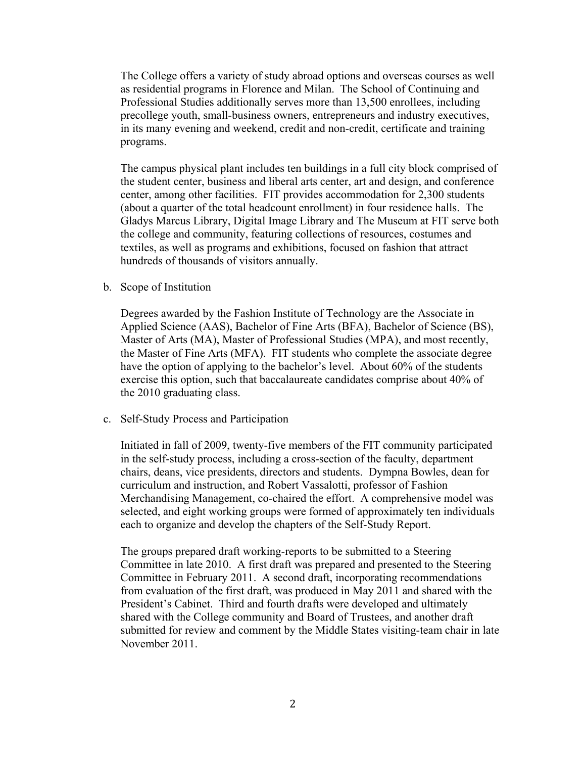The College offers a variety of study abroad options and overseas courses as well as residential programs in Florence and Milan. The School of Continuing and Professional Studies additionally serves more than 13,500 enrollees, including precollege youth, small-business owners, entrepreneurs and industry executives, in its many evening and weekend, credit and non-credit, certificate and training programs.

The campus physical plant includes ten buildings in a full city block comprised of the student center, business and liberal arts center, art and design, and conference center, among other facilities. FIT provides accommodation for 2,300 students (about a quarter of the total headcount enrollment) in four residence halls. The Gladys Marcus Library, Digital Image Library and The Museum at FIT serve both the college and community, featuring collections of resources, costumes and textiles, as well as programs and exhibitions, focused on fashion that attract hundreds of thousands of visitors annually.

b. Scope of Institution

Degrees awarded by the Fashion Institute of Technology are the Associate in Applied Science (AAS), Bachelor of Fine Arts (BFA), Bachelor of Science (BS), Master of Arts (MA), Master of Professional Studies (MPA), and most recently, the Master of Fine Arts (MFA). FIT students who complete the associate degree have the option of applying to the bachelor's level. About 60% of the students exercise this option, such that baccalaureate candidates comprise about 40% of the 2010 graduating class.

c. Self-Study Process and Participation

Initiated in fall of 2009, twenty-five members of the FIT community participated in the self-study process, including a cross-section of the faculty, department chairs, deans, vice presidents, directors and students. Dympna Bowles, dean for curriculum and instruction, and Robert Vassalotti, professor of Fashion Merchandising Management, co-chaired the effort. A comprehensive model was selected, and eight working groups were formed of approximately ten individuals each to organize and develop the chapters of the Self-Study Report.

The groups prepared draft working-reports to be submitted to a Steering Committee in late 2010. A first draft was prepared and presented to the Steering Committee in February 2011. A second draft, incorporating recommendations from evaluation of the first draft, was produced in May 2011 and shared with the President's Cabinet. Third and fourth drafts were developed and ultimately shared with the College community and Board of Trustees, and another draft submitted for review and comment by the Middle States visiting-team chair in late November 2011.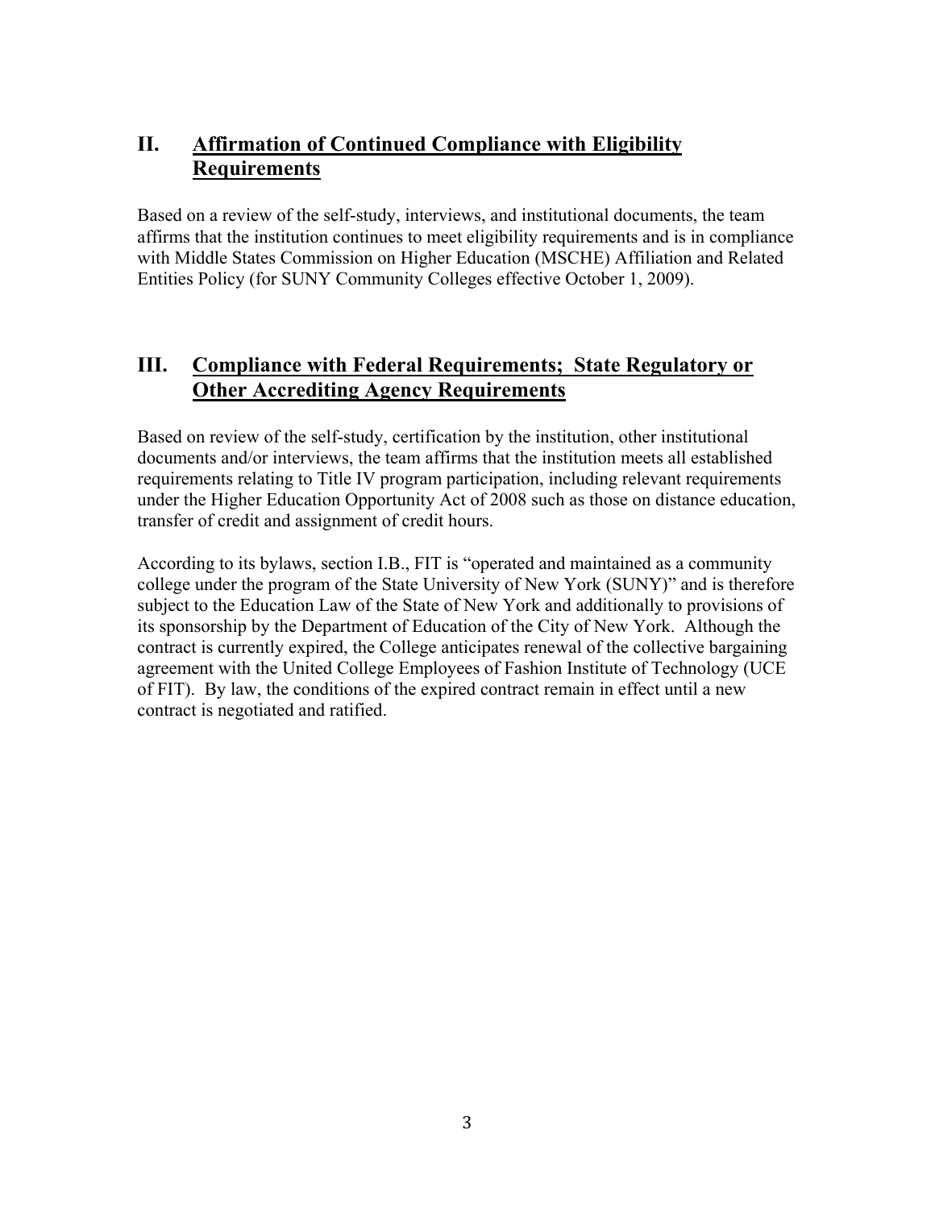## II. Affirmation of Continued Compliance with Eligibility Requirements

Based on a review of the self-study, interviews, and institutional documents, the team affirms that the institution continues to meet eligibility requirements and is in compliance with Middle States Commission on Higher Education (MSCHE) Affiliation and Related Entities Policy (for SUNY Community Colleges effective October 1, 2009).

## III. Compliance with Federal Requirements; State Regulatory or Other Accrediting Agency Requirements

Based on review of the self-study, certification by the institution, other institutional documents and/or interviews, the team affirms that the institution meets all established requirements relating to Title IV program participation, including relevant requirements under the Higher Education Opportunity Act of 2008 such as those on distance education, transfer of credit and assignment of credit hours.

According to its bylaws, section I.B., FIT is "operated and maintained as a community college under the program of the State University of New York (SUNY)" and is therefore subject to the Education Law of the State of New York and additionally to provisions of its sponsorship by the Department of Education of the City of New York. Although the contract is currently expired, the College anticipates renewal of the collective bargaining agreement with the United College Employees of Fashion Institute of Technology (UCE of FIT). By law, the conditions of the expired contract remain in effect until a new contract is negotiated and ratified.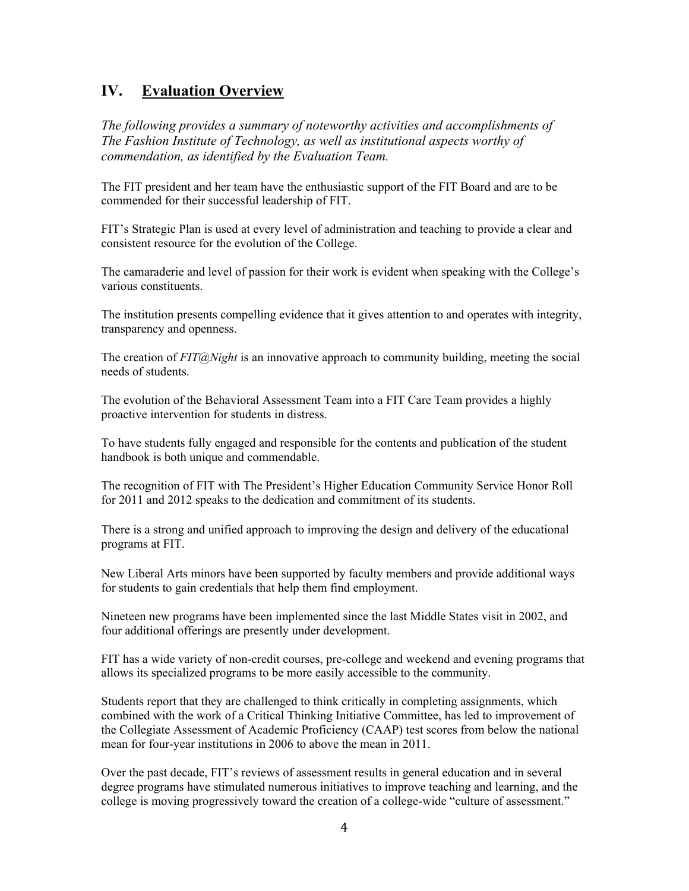## IV. Evaluation Overview

*The following provides a summary of noteworthy activities and accomplishments of The Fashion Institute of Technology, as well as institutional aspects worthy of commendation, as identified by the Evaluation Team.*

The FIT president and her team have the enthusiastic support of the FIT Board and are to be commended for their successful leadership of FIT.

FIT's Strategic Plan is used at every level of administration and teaching to provide a clear and consistent resource for the evolution of the College.

The camaraderie and level of passion for their work is evident when speaking with the College's various constituents.

The institution presents compelling evidence that it gives attention to and operates with integrity, transparency and openness.

The creation of *FIT@Night* is an innovative approach to community building, meeting the social needs of students.

The evolution of the Behavioral Assessment Team into a FIT Care Team provides a highly proactive intervention for students in distress.

To have students fully engaged and responsible for the contents and publication of the student handbook is both unique and commendable.

The recognition of FIT with The President's Higher Education Community Service Honor Roll for 2011 and 2012 speaks to the dedication and commitment of its students.

There is a strong and unified approach to improving the design and delivery of the educational programs at FIT.

New Liberal Arts minors have been supported by faculty members and provide additional ways for students to gain credentials that help them find employment.

Nineteen new programs have been implemented since the last Middle States visit in 2002, and four additional offerings are presently under development.

FIT has a wide variety of non-credit courses, pre-college and weekend and evening programs that allows its specialized programs to be more easily accessible to the community.

Students report that they are challenged to think critically in completing assignments, which combined with the work of a Critical Thinking Initiative Committee, has led to improvement of the Collegiate Assessment of Academic Proficiency (CAAP) test scores from below the national mean for four-year institutions in 2006 to above the mean in 2011.

Over the past decade, FIT's reviews of assessment results in general education and in several degree programs have stimulated numerous initiatives to improve teaching and learning, and the college is moving progressively toward the creation of a college-wide "culture of assessment."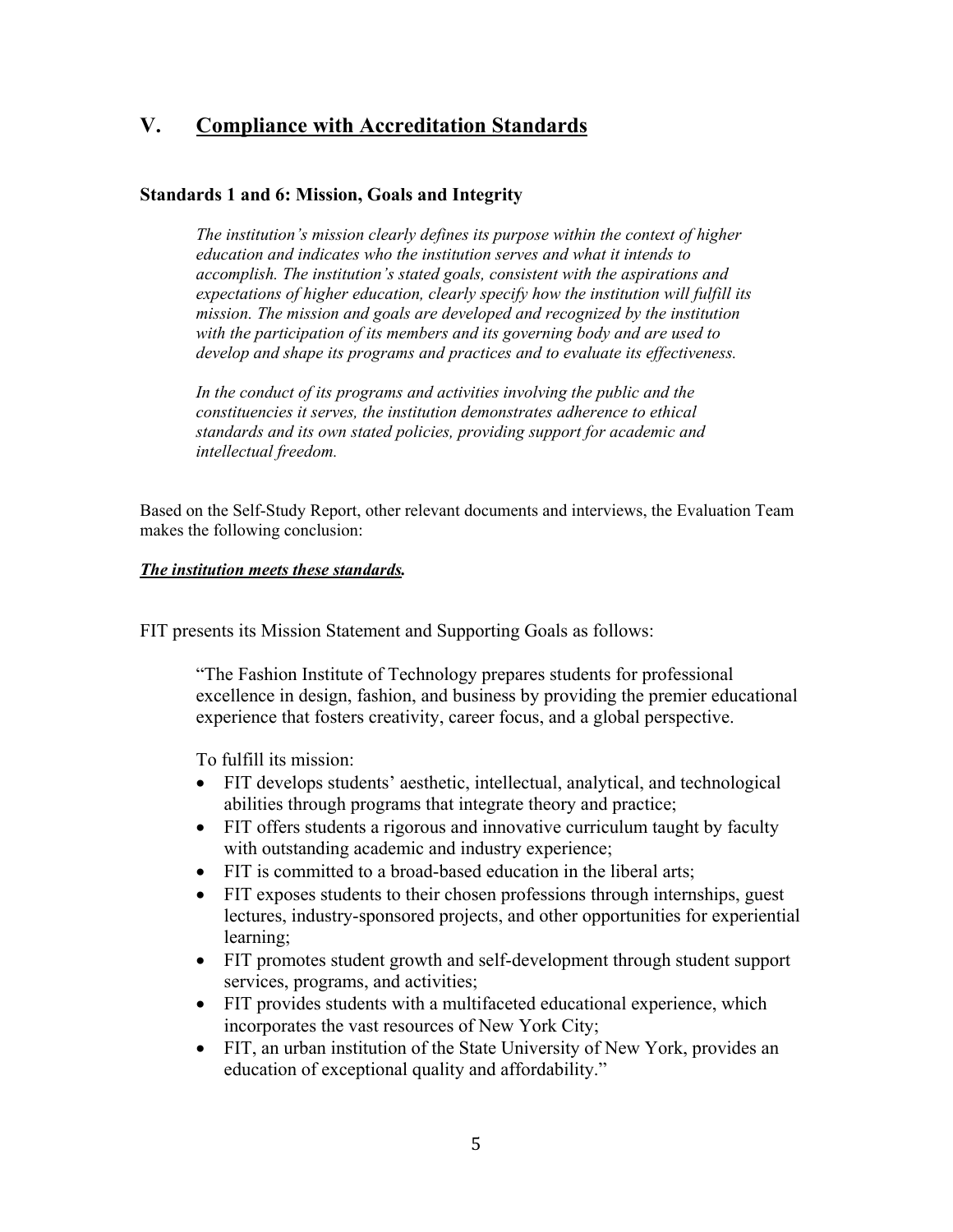## V. <u>Compliance with Accreditation Standards</u>

### Standards 1 and 6: Mission, Goals and Integrity

> *The institution's mission clearly defines its purpose within the context of higher education and indicates who the institution serves and what it intends to accomplish. The institution's stated goals, consistent with the aspirations and expectations of higher education, clearly specify how the institution will fulfill its mission. The mission and goals are developed and recognized by the institution with the participation of its members and its governing body and are used to develop and shape its programs and practices and to evaluate its effectiveness.*
>
> *In the conduct of its programs and activities involving the public and the constituencies it serves, the institution demonstrates adherence to ethical standards and its own stated policies, providing support for academic and intellectual freedom.*

Based on the Self-Study Report, other relevant documents and interviews, the Evaluation Team makes the following conclusion:

***<u>The institution meets these standards.</u>***

FIT presents its Mission Statement and Supporting Goals as follows:

> "The Fashion Institute of Technology prepares students for professional excellence in design, fashion, and business by providing the premier educational experience that fosters creativity, career focus, and a global perspective.
>
> To fulfill its mission:
>
> - FIT develops students' aesthetic, intellectual, analytical, and technological abilities through programs that integrate theory and practice;
> - FIT offers students a rigorous and innovative curriculum taught by faculty with outstanding academic and industry experience;
> - FIT is committed to a broad-based education in the liberal arts;
> - FIT exposes students to their chosen professions through internships, guest lectures, industry-sponsored projects, and other opportunities for experiential learning;
> - FIT promotes student growth and self-development through student support services, programs, and activities;
> - FIT provides students with a multifaceted educational experience, which incorporates the vast resources of New York City;
> - FIT, an urban institution of the State University of New York, provides an education of exceptional quality and affordability."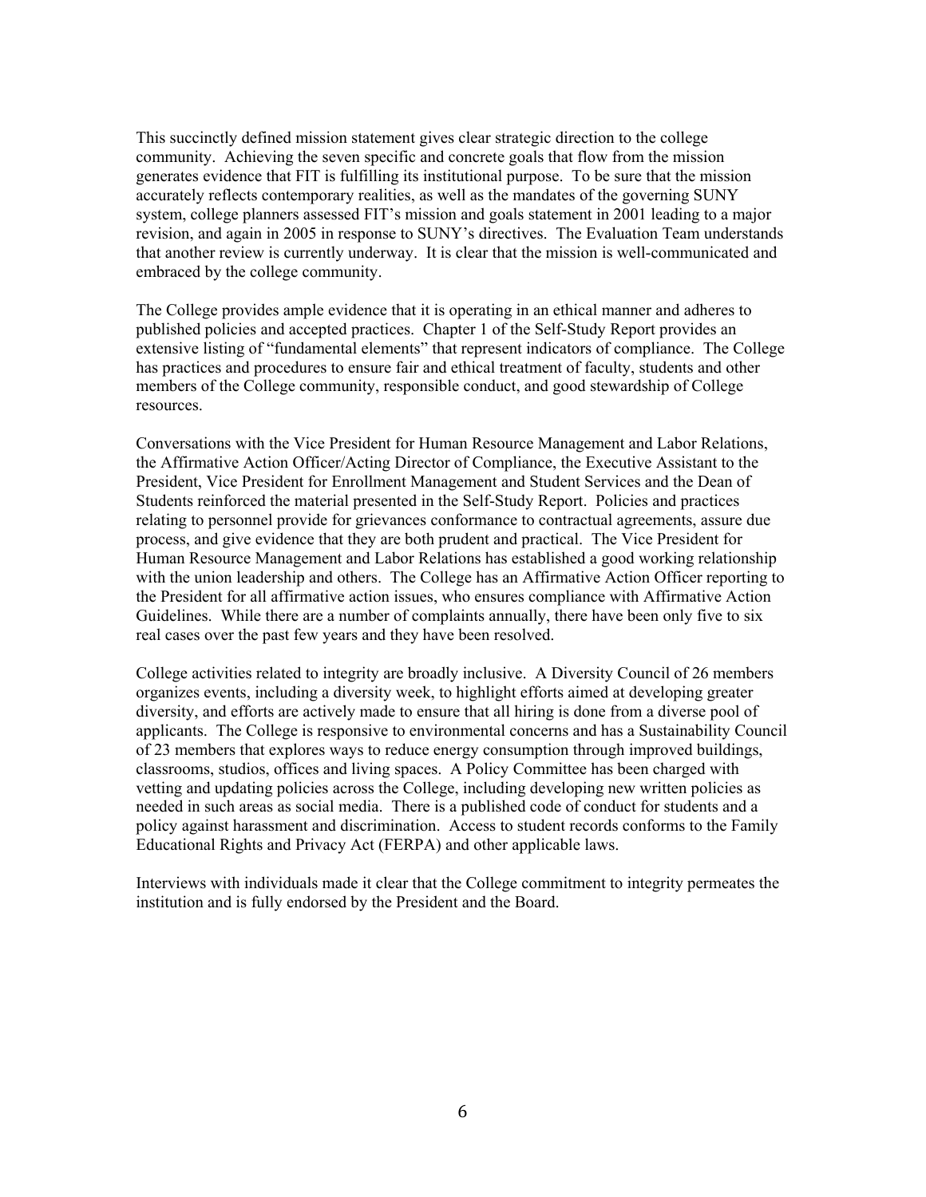This succinctly defined mission statement gives clear strategic direction to the college community. Achieving the seven specific and concrete goals that flow from the mission generates evidence that FIT is fulfilling its institutional purpose. To be sure that the mission accurately reflects contemporary realities, as well as the mandates of the governing SUNY system, college planners assessed FIT's mission and goals statement in 2001 leading to a major revision, and again in 2005 in response to SUNY's directives. The Evaluation Team understands that another review is currently underway. It is clear that the mission is well-communicated and embraced by the college community.

The College provides ample evidence that it is operating in an ethical manner and adheres to published policies and accepted practices. Chapter 1 of the Self-Study Report provides an extensive listing of "fundamental elements" that represent indicators of compliance. The College has practices and procedures to ensure fair and ethical treatment of faculty, students and other members of the College community, responsible conduct, and good stewardship of College resources.

Conversations with the Vice President for Human Resource Management and Labor Relations, the Affirmative Action Officer/Acting Director of Compliance, the Executive Assistant to the President, Vice President for Enrollment Management and Student Services and the Dean of Students reinforced the material presented in the Self-Study Report. Policies and practices relating to personnel provide for grievances conformance to contractual agreements, assure due process, and give evidence that they are both prudent and practical. The Vice President for Human Resource Management and Labor Relations has established a good working relationship with the union leadership and others. The College has an Affirmative Action Officer reporting to the President for all affirmative action issues, who ensures compliance with Affirmative Action Guidelines. While there are a number of complaints annually, there have been only five to six real cases over the past few years and they have been resolved.

College activities related to integrity are broadly inclusive. A Diversity Council of 26 members organizes events, including a diversity week, to highlight efforts aimed at developing greater diversity, and efforts are actively made to ensure that all hiring is done from a diverse pool of applicants. The College is responsive to environmental concerns and has a Sustainability Council of 23 members that explores ways to reduce energy consumption through improved buildings, classrooms, studios, offices and living spaces. A Policy Committee has been charged with vetting and updating policies across the College, including developing new written policies as needed in such areas as social media. There is a published code of conduct for students and a policy against harassment and discrimination. Access to student records conforms to the Family Educational Rights and Privacy Act (FERPA) and other applicable laws.

Interviews with individuals made it clear that the College commitment to integrity permeates the institution and is fully endorsed by the President and the Board.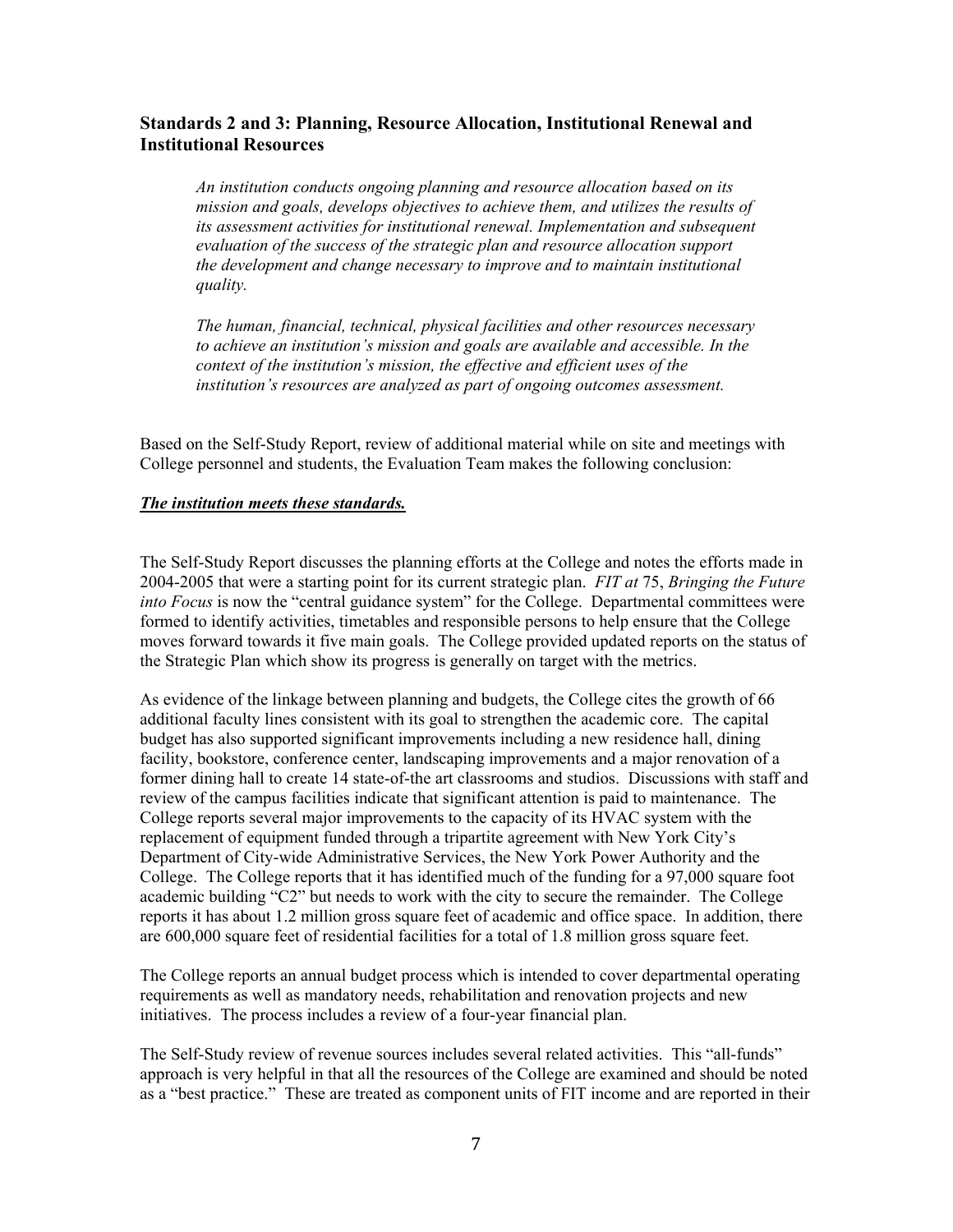### Standards 2 and 3: Planning, Resource Allocation, Institutional Renewal and Institutional Resources

> *An institution conducts ongoing planning and resource allocation based on its mission and goals, develops objectives to achieve them, and utilizes the results of its assessment activities for institutional renewal. Implementation and subsequent evaluation of the success of the strategic plan and resource allocation support the development and change necessary to improve and to maintain institutional quality.*
>
> *The human, financial, technical, physical facilities and other resources necessary to achieve an institution's mission and goals are available and accessible. In the context of the institution's mission, the effective and efficient uses of the institution's resources are analyzed as part of ongoing outcomes assessment.*

Based on the Self-Study Report, review of additional material while on site and meetings with College personnel and students, the Evaluation Team makes the following conclusion:

***The institution meets these standards.***

The Self-Study Report discusses the planning efforts at the College and notes the efforts made in 2004-2005 that were a starting point for its current strategic plan. *FIT at* 75, *Bringing the Future into Focus* is now the "central guidance system" for the College. Departmental committees were formed to identify activities, timetables and responsible persons to help ensure that the College moves forward towards it five main goals. The College provided updated reports on the status of the Strategic Plan which show its progress is generally on target with the metrics.

As evidence of the linkage between planning and budgets, the College cites the growth of 66 additional faculty lines consistent with its goal to strengthen the academic core. The capital budget has also supported significant improvements including a new residence hall, dining facility, bookstore, conference center, landscaping improvements and a major renovation of a former dining hall to create 14 state-of-the art classrooms and studios. Discussions with staff and review of the campus facilities indicate that significant attention is paid to maintenance. The College reports several major improvements to the capacity of its HVAC system with the replacement of equipment funded through a tripartite agreement with New York City's Department of City-wide Administrative Services, the New York Power Authority and the College. The College reports that it has identified much of the funding for a 97,000 square foot academic building "C2" but needs to work with the city to secure the remainder. The College reports it has about 1.2 million gross square feet of academic and office space. In addition, there are 600,000 square feet of residential facilities for a total of 1.8 million gross square feet.

The College reports an annual budget process which is intended to cover departmental operating requirements as well as mandatory needs, rehabilitation and renovation projects and new initiatives. The process includes a review of a four-year financial plan.

The Self-Study review of revenue sources includes several related activities. This "all-funds" approach is very helpful in that all the resources of the College are examined and should be noted as a "best practice." These are treated as component units of FIT income and are reported in their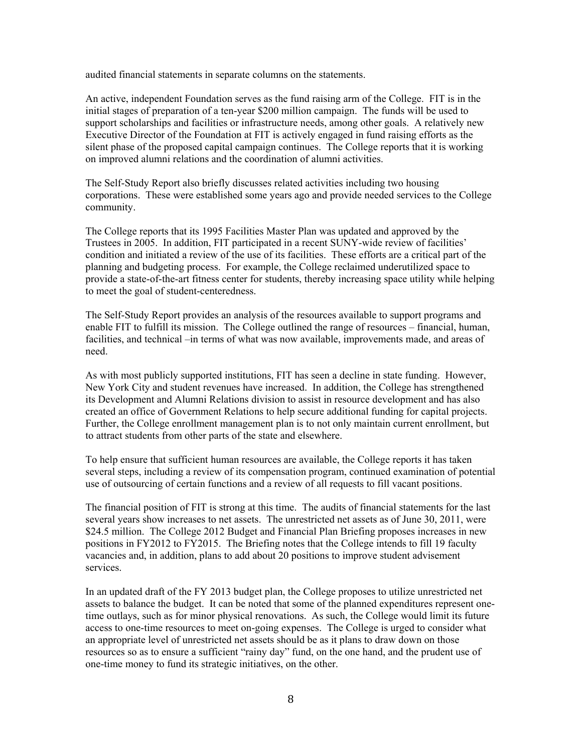audited financial statements in separate columns on the statements.

An active, independent Foundation serves as the fund raising arm of the College. FIT is in the initial stages of preparation of a ten-year $200 million campaign. The funds will be used to support scholarships and facilities or infrastructure needs, among other goals. A relatively new Executive Director of the Foundation at FIT is actively engaged in fund raising efforts as the silent phase of the proposed capital campaign continues. The College reports that it is working on improved alumni relations and the coordination of alumni activities.

The Self-Study Report also briefly discusses related activities including two housing corporations. These were established some years ago and provide needed services to the College community.

The College reports that its 1995 Facilities Master Plan was updated and approved by the Trustees in 2005. In addition, FIT participated in a recent SUNY-wide review of facilities' condition and initiated a review of the use of its facilities. These efforts are a critical part of the planning and budgeting process. For example, the College reclaimed underutilized space to provide a state-of-the-art fitness center for students, thereby increasing space utility while helping to meet the goal of student-centeredness.

The Self-Study Report provides an analysis of the resources available to support programs and enable FIT to fulfill its mission. The College outlined the range of resources – financial, human, facilities, and technical –in terms of what was now available, improvements made, and areas of need.

As with most publicly supported institutions, FIT has seen a decline in state funding. However, New York City and student revenues have increased. In addition, the College has strengthened its Development and Alumni Relations division to assist in resource development and has also created an office of Government Relations to help secure additional funding for capital projects. Further, the College enrollment management plan is to not only maintain current enrollment, but to attract students from other parts of the state and elsewhere.

To help ensure that sufficient human resources are available, the College reports it has taken several steps, including a review of its compensation program, continued examination of potential use of outsourcing of certain functions and a review of all requests to fill vacant positions.

The financial position of FIT is strong at this time. The audits of financial statements for the last several years show increases to net assets. The unrestricted net assets as of June 30, 2011, were $24.5 million. The College 2012 Budget and Financial Plan Briefing proposes increases in new positions in FY2012 to FY2015. The Briefing notes that the College intends to fill 19 faculty vacancies and, in addition, plans to add about 20 positions to improve student advisement services.

In an updated draft of the FY 2013 budget plan, the College proposes to utilize unrestricted net assets to balance the budget. It can be noted that some of the planned expenditures represent one-time outlays, such as for minor physical renovations. As such, the College would limit its future access to one-time resources to meet on-going expenses. The College is urged to consider what an appropriate level of unrestricted net assets should be as it plans to draw down on those resources so as to ensure a sufficient "rainy day" fund, on the one hand, and the prudent use of one-time money to fund its strategic initiatives, on the other.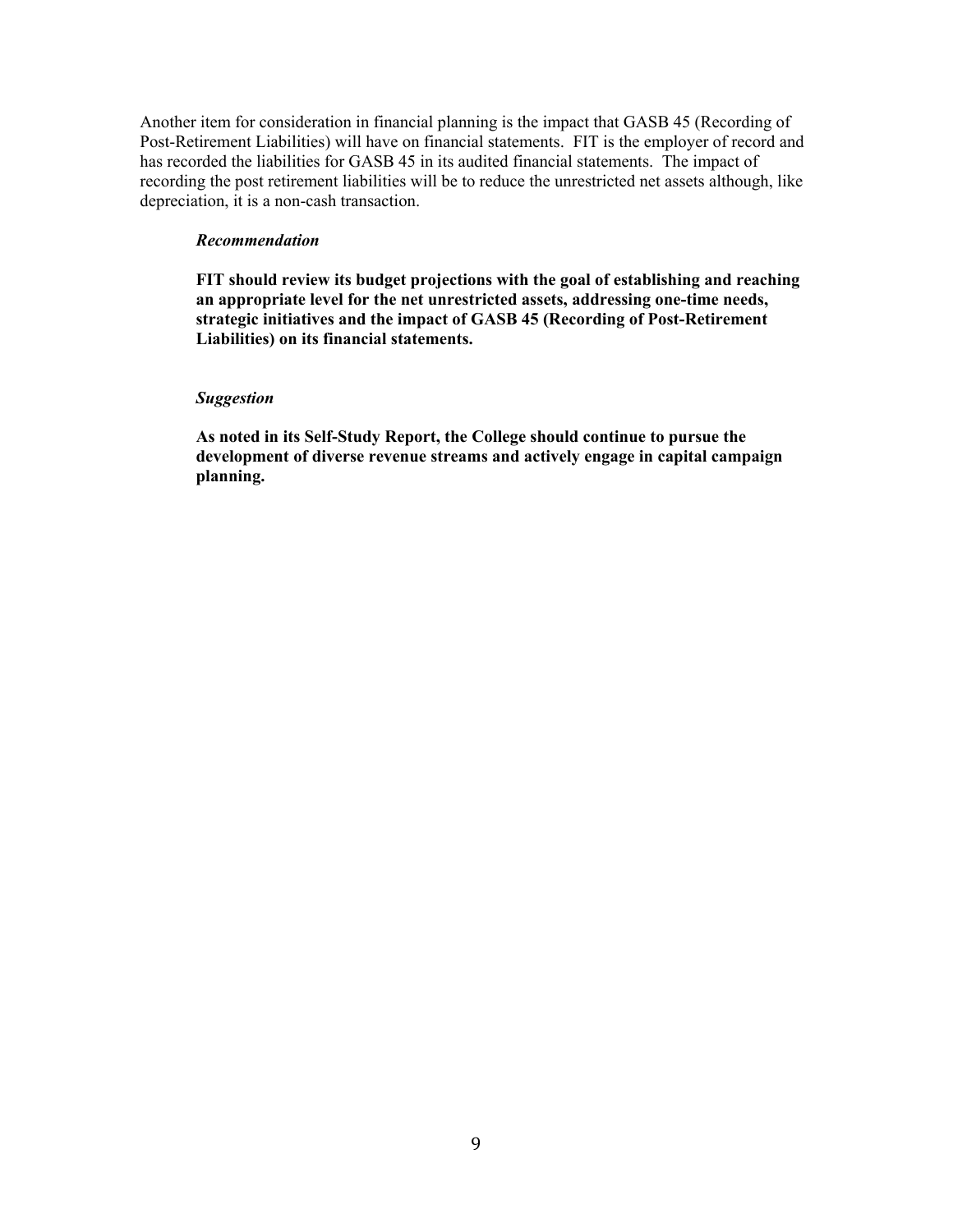Another item for consideration in financial planning is the impact that GASB 45 (Recording of Post-Retirement Liabilities) will have on financial statements. FIT is the employer of record and has recorded the liabilities for GASB 45 in its audited financial statements. The impact of recording the post retirement liabilities will be to reduce the unrestricted net assets although, like depreciation, it is a non-cash transaction.

***Recommendation***

**FIT should review its budget projections with the goal of establishing and reaching an appropriate level for the net unrestricted assets, addressing one-time needs, strategic initiatives and the impact of GASB 45 (Recording of Post-Retirement Liabilities) on its financial statements.**

***Suggestion***

**As noted in its Self-Study Report, the College should continue to pursue the development of diverse revenue streams and actively engage in capital campaign planning.**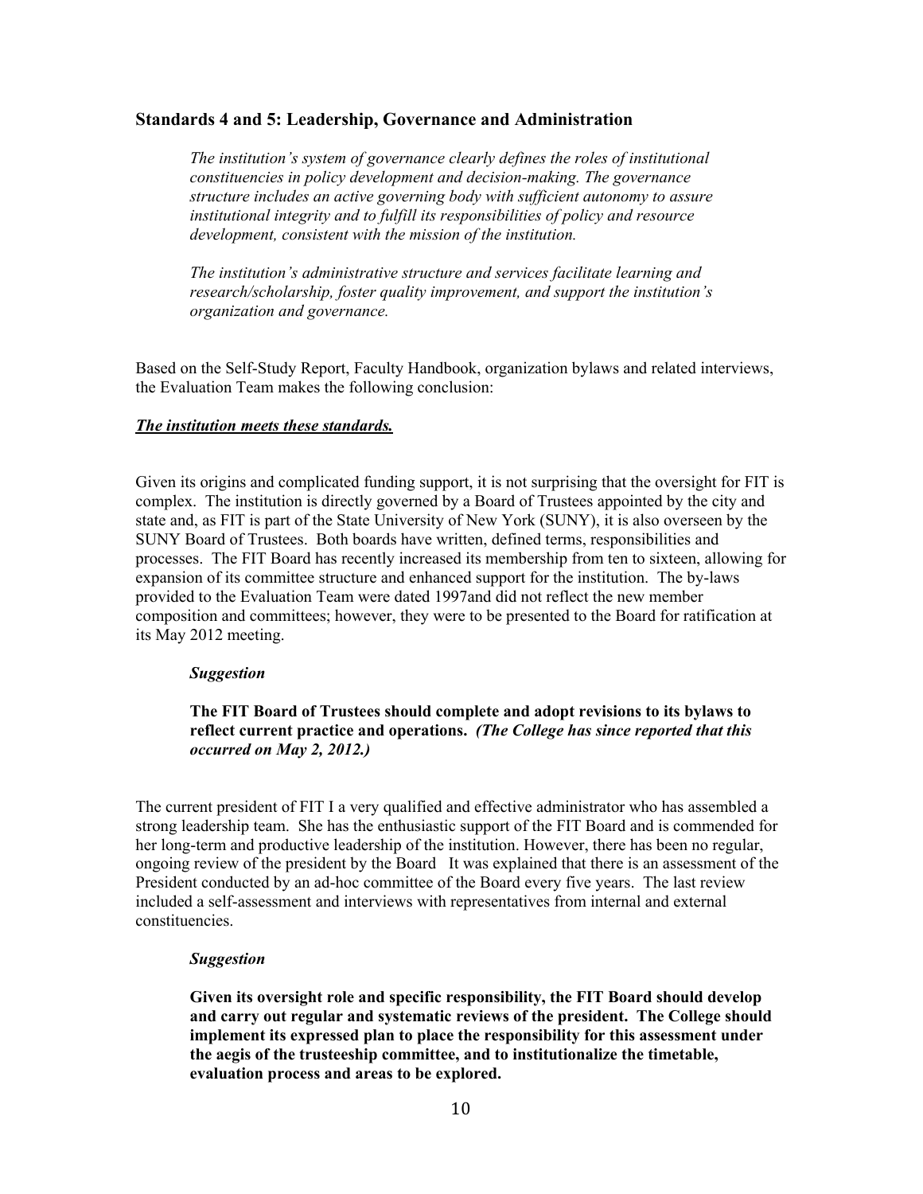## Standards 4 and 5: Leadership, Governance and Administration

*The institution's system of governance clearly defines the roles of institutional constituencies in policy development and decision-making. The governance structure includes an active governing body with sufficient autonomy to assure institutional integrity and to fulfill its responsibilities of policy and resource development, consistent with the mission of the institution.*

*The institution's administrative structure and services facilitate learning and research/scholarship, foster quality improvement, and support the institution's organization and governance.*

Based on the Self-Study Report, Faculty Handbook, organization bylaws and related interviews, the Evaluation Team makes the following conclusion:

***The institution meets these standards.***

Given its origins and complicated funding support, it is not surprising that the oversight for FIT is complex. The institution is directly governed by a Board of Trustees appointed by the city and state and, as FIT is part of the State University of New York (SUNY), it is also overseen by the SUNY Board of Trustees. Both boards have written, defined terms, responsibilities and processes. The FIT Board has recently increased its membership from ten to sixteen, allowing for expansion of its committee structure and enhanced support for the institution. The by-laws provided to the Evaluation Team were dated 1997and did not reflect the new member composition and committees; however, they were to be presented to the Board for ratification at its May 2012 meeting.

***Suggestion***

**The FIT Board of Trustees should complete and adopt revisions to its bylaws to reflect current practice and operations.** ***(The College has since reported that this occurred on May 2, 2012.)***

The current president of FIT I a very qualified and effective administrator who has assembled a strong leadership team. She has the enthusiastic support of the FIT Board and is commended for her long-term and productive leadership of the institution. However, there has been no regular, ongoing review of the president by the Board It was explained that there is an assessment of the President conducted by an ad-hoc committee of the Board every five years. The last review included a self-assessment and interviews with representatives from internal and external constituencies.

***Suggestion***

**Given its oversight role and specific responsibility, the FIT Board should develop and carry out regular and systematic reviews of the president. The College should implement its expressed plan to place the responsibility for this assessment under the aegis of the trusteeship committee, and to institutionalize the timetable, evaluation process and areas to be explored.**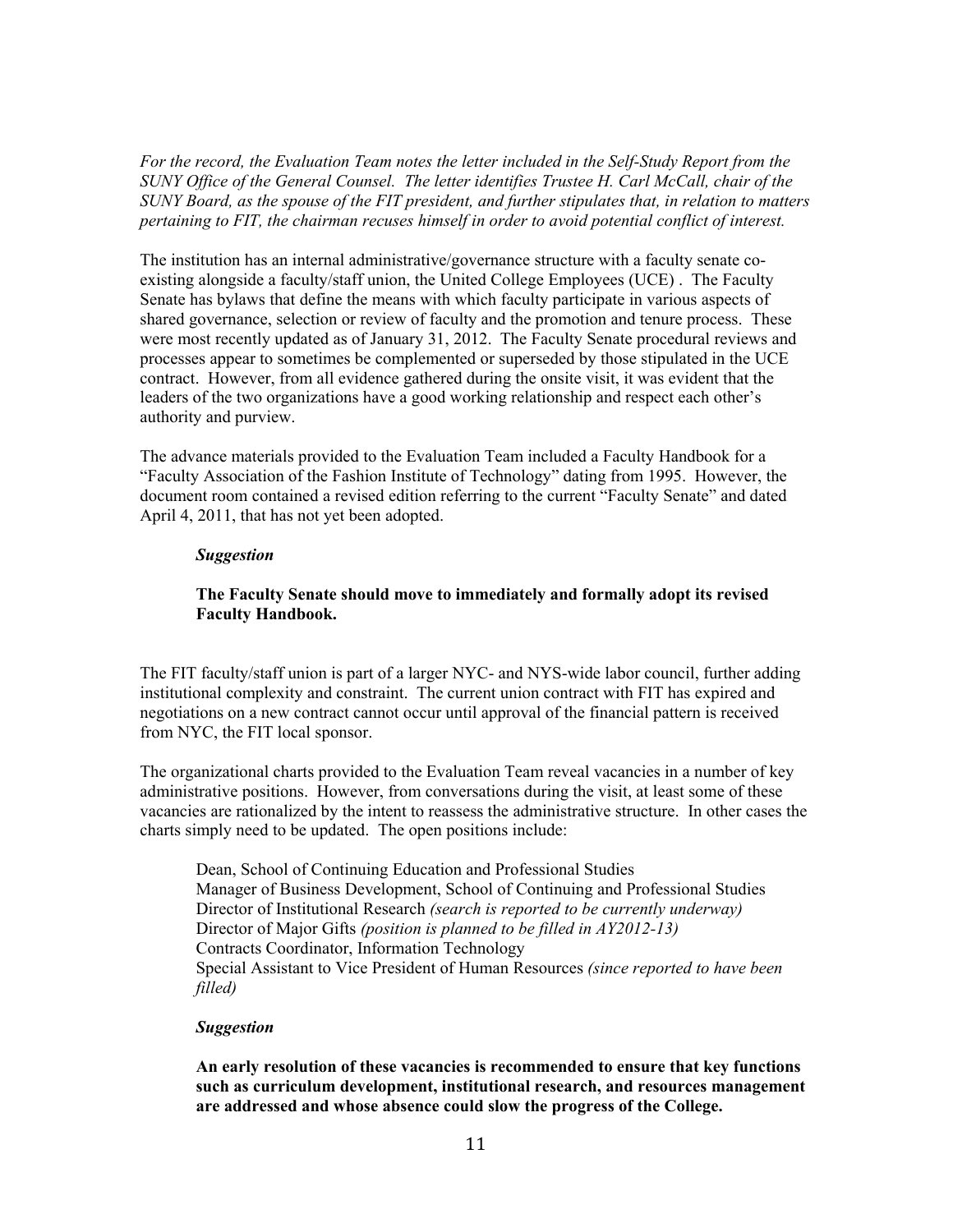*For the record, the Evaluation Team notes the letter included in the Self-Study Report from the SUNY Office of the General Counsel. The letter identifies Trustee H. Carl McCall, chair of the SUNY Board, as the spouse of the FIT president, and further stipulates that, in relation to matters pertaining to FIT, the chairman recuses himself in order to avoid potential conflict of interest.*

The institution has an internal administrative/governance structure with a faculty senate co-existing alongside a faculty/staff union, the United College Employees (UCE) . The Faculty Senate has bylaws that define the means with which faculty participate in various aspects of shared governance, selection or review of faculty and the promotion and tenure process. These were most recently updated as of January 31, 2012. The Faculty Senate procedural reviews and processes appear to sometimes be complemented or superseded by those stipulated in the UCE contract. However, from all evidence gathered during the onsite visit, it was evident that the leaders of the two organizations have a good working relationship and respect each other's authority and purview.

The advance materials provided to the Evaluation Team included a Faculty Handbook for a "Faculty Association of the Fashion Institute of Technology" dating from 1995. However, the document room contained a revised edition referring to the current "Faculty Senate" and dated April 4, 2011, that has not yet been adopted.

***Suggestion***

**The Faculty Senate should move to immediately and formally adopt its revised Faculty Handbook.**

The FIT faculty/staff union is part of a larger NYC- and NYS-wide labor council, further adding institutional complexity and constraint. The current union contract with FIT has expired and negotiations on a new contract cannot occur until approval of the financial pattern is received from NYC, the FIT local sponsor.

The organizational charts provided to the Evaluation Team reveal vacancies in a number of key administrative positions. However, from conversations during the visit, at least some of these vacancies are rationalized by the intent to reassess the administrative structure. In other cases the charts simply need to be updated. The open positions include:

Dean, School of Continuing Education and Professional Studies
Manager of Business Development, School of Continuing and Professional Studies
Director of Institutional Research *(search is reported to be currently underway)*
Director of Major Gifts *(position is planned to be filled in AY2012-13)*
Contracts Coordinator, Information Technology
Special Assistant to Vice President of Human Resources *(since reported to have been filled)*

***Suggestion***

**An early resolution of these vacancies is recommended to ensure that key functions such as curriculum development, institutional research, and resources management are addressed and whose absence could slow the progress of the College.**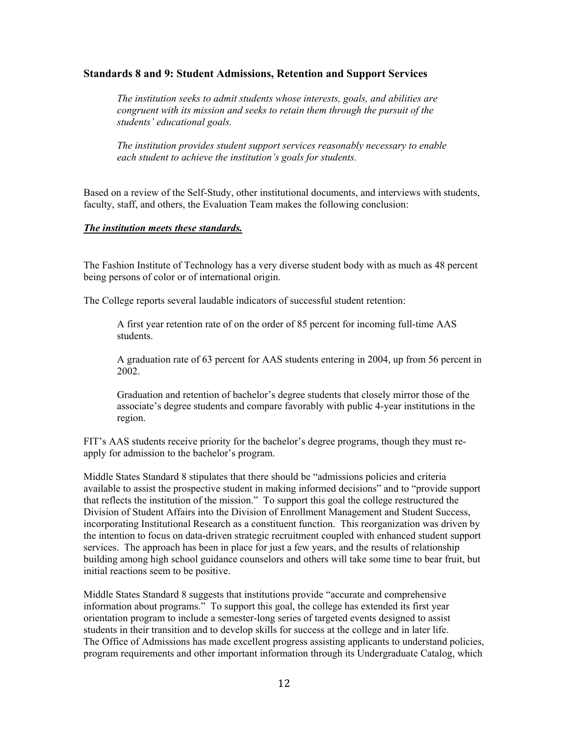## Standards 8 and 9: Student Admissions, Retention and Support Services

> *The institution seeks to admit students whose interests, goals, and abilities are congruent with its mission and seeks to retain them through the pursuit of the students' educational goals.*
>
> *The institution provides student support services reasonably necessary to enable each student to achieve the institution's goals for students.*

Based on a review of the Self-Study, other institutional documents, and interviews with students, faculty, staff, and others, the Evaluation Team makes the following conclusion:

***The institution meets these standards.***

The Fashion Institute of Technology has a very diverse student body with as much as 48 percent being persons of color or of international origin.

The College reports several laudable indicators of successful student retention:

> A first year retention rate of on the order of 85 percent for incoming full-time AAS students.
>
> A graduation rate of 63 percent for AAS students entering in 2004, up from 56 percent in 2002.
>
> Graduation and retention of bachelor's degree students that closely mirror those of the associate's degree students and compare favorably with public 4-year institutions in the region.

FIT's AAS students receive priority for the bachelor's degree programs, though they must re-apply for admission to the bachelor's program.

Middle States Standard 8 stipulates that there should be "admissions policies and criteria available to assist the prospective student in making informed decisions" and to "provide support that reflects the institution of the mission." To support this goal the college restructured the Division of Student Affairs into the Division of Enrollment Management and Student Success, incorporating Institutional Research as a constituent function. This reorganization was driven by the intention to focus on data-driven strategic recruitment coupled with enhanced student support services. The approach has been in place for just a few years, and the results of relationship building among high school guidance counselors and others will take some time to bear fruit, but initial reactions seem to be positive.

Middle States Standard 8 suggests that institutions provide "accurate and comprehensive information about programs." To support this goal, the college has extended its first year orientation program to include a semester-long series of targeted events designed to assist students in their transition and to develop skills for success at the college and in later life. The Office of Admissions has made excellent progress assisting applicants to understand policies, program requirements and other important information through its Undergraduate Catalog, which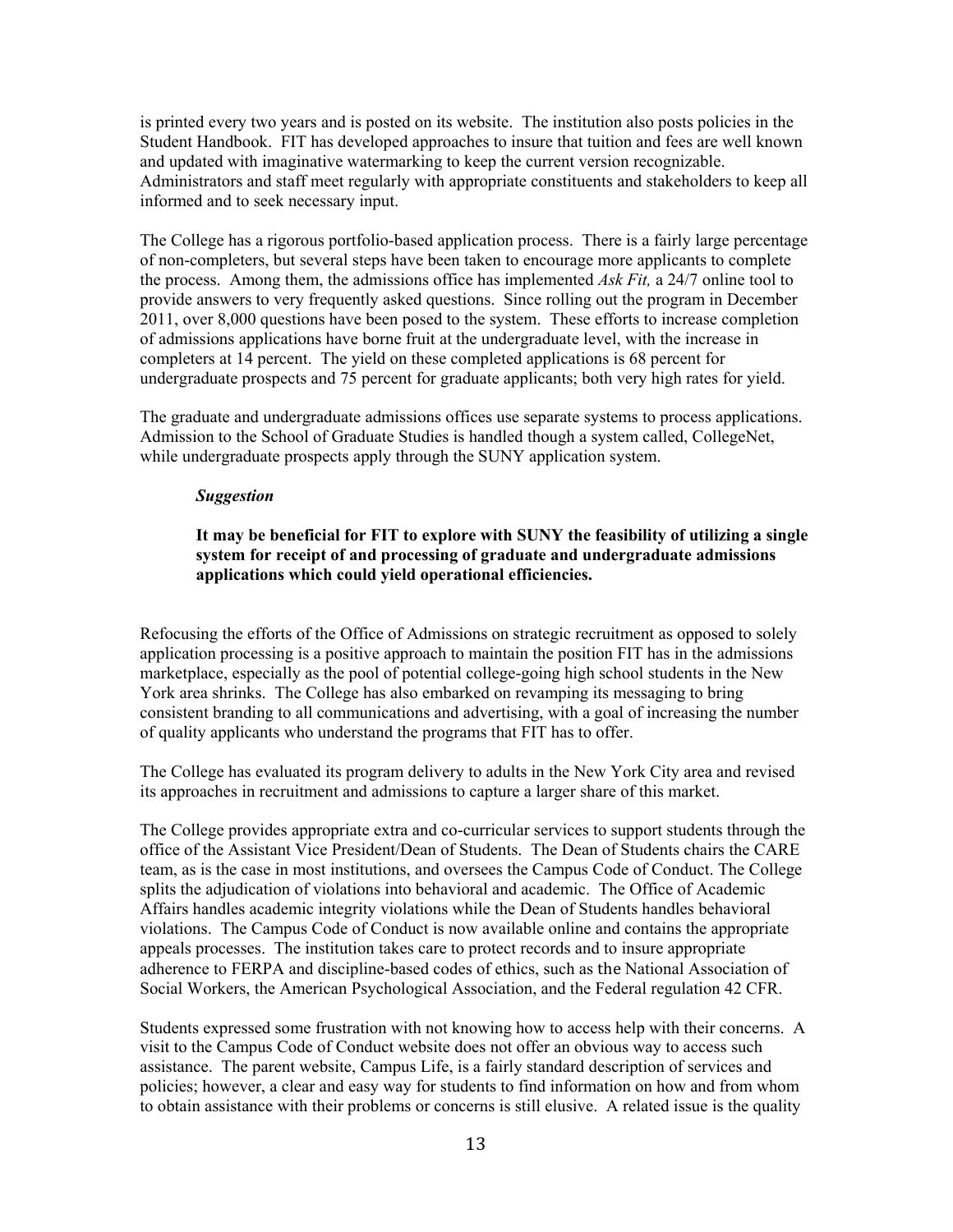is printed every two years and is posted on its website. The institution also posts policies in the Student Handbook. FIT has developed approaches to insure that tuition and fees are well known and updated with imaginative watermarking to keep the current version recognizable. Administrators and staff meet regularly with appropriate constituents and stakeholders to keep all informed and to seek necessary input.

The College has a rigorous portfolio-based application process. There is a fairly large percentage of non-completers, but several steps have been taken to encourage more applicants to complete the process. Among them, the admissions office has implemented *Ask Fit,* a 24/7 online tool to provide answers to very frequently asked questions. Since rolling out the program in December 2011, over 8,000 questions have been posed to the system. These efforts to increase completion of admissions applications have borne fruit at the undergraduate level, with the increase in completers at 14 percent. The yield on these completed applications is 68 percent for undergraduate prospects and 75 percent for graduate applicants; both very high rates for yield.

The graduate and undergraduate admissions offices use separate systems to process applications. Admission to the School of Graduate Studies is handled though a system called, CollegeNet, while undergraduate prospects apply through the SUNY application system.

> ***Suggestion***
>
> **It may be beneficial for FIT to explore with SUNY the feasibility of utilizing a single system for receipt of and processing of graduate and undergraduate admissions applications which could yield operational efficiencies.**

Refocusing the efforts of the Office of Admissions on strategic recruitment as opposed to solely application processing is a positive approach to maintain the position FIT has in the admissions marketplace, especially as the pool of potential college-going high school students in the New York area shrinks. The College has also embarked on revamping its messaging to bring consistent branding to all communications and advertising, with a goal of increasing the number of quality applicants who understand the programs that FIT has to offer.

The College has evaluated its program delivery to adults in the New York City area and revised its approaches in recruitment and admissions to capture a larger share of this market.

The College provides appropriate extra and co-curricular services to support students through the office of the Assistant Vice President/Dean of Students. The Dean of Students chairs the CARE team, as is the case in most institutions, and oversees the Campus Code of Conduct. The College splits the adjudication of violations into behavioral and academic. The Office of Academic Affairs handles academic integrity violations while the Dean of Students handles behavioral violations. The Campus Code of Conduct is now available online and contains the appropriate appeals processes. The institution takes care to protect records and to insure appropriate adherence to FERPA and discipline-based codes of ethics, such as the National Association of Social Workers, the American Psychological Association, and the Federal regulation 42 CFR.

Students expressed some frustration with not knowing how to access help with their concerns. A visit to the Campus Code of Conduct website does not offer an obvious way to access such assistance. The parent website, Campus Life, is a fairly standard description of services and policies; however, a clear and easy way for students to find information on how and from whom to obtain assistance with their problems or concerns is still elusive. A related issue is the quality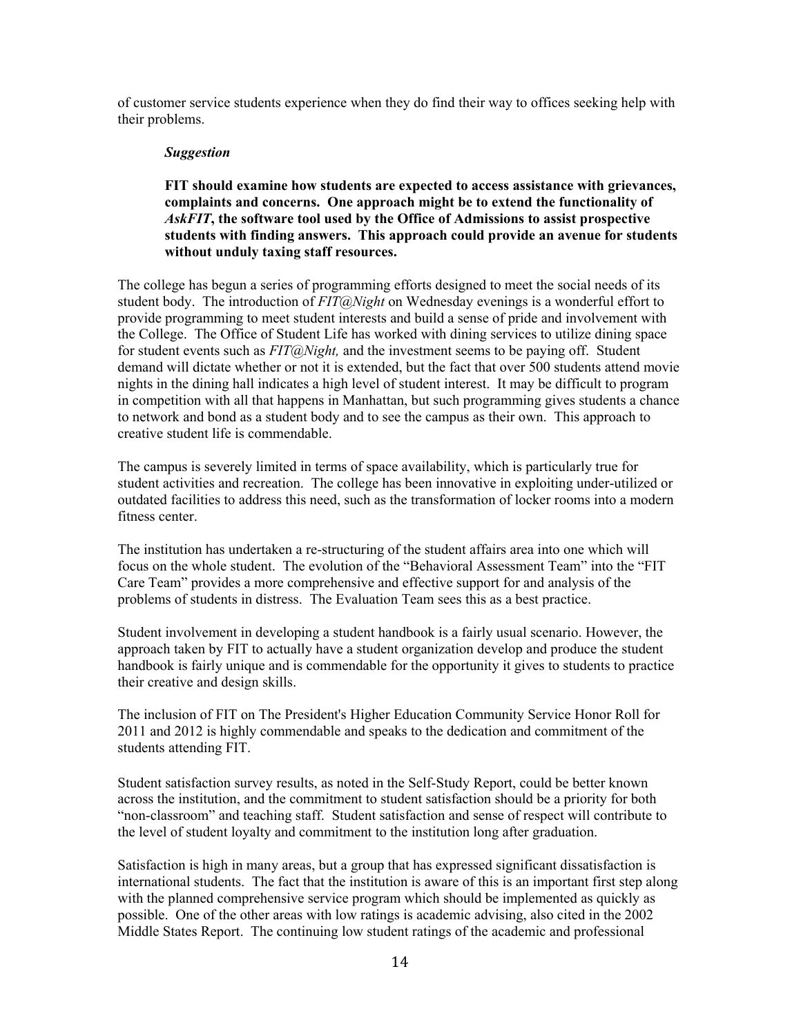of customer service students experience when they do find their way to offices seeking help with their problems.

***Suggestion***

**FIT should examine how students are expected to access assistance with grievances, complaints and concerns. One approach might be to extend the functionality of *AskFIT*, the software tool used by the Office of Admissions to assist prospective students with finding answers. This approach could provide an avenue for students without unduly taxing staff resources.**

The college has begun a series of programming efforts designed to meet the social needs of its student body. The introduction of *FIT@Night* on Wednesday evenings is a wonderful effort to provide programming to meet student interests and build a sense of pride and involvement with the College. The Office of Student Life has worked with dining services to utilize dining space for student events such as *FIT@Night,* and the investment seems to be paying off. Student demand will dictate whether or not it is extended, but the fact that over 500 students attend movie nights in the dining hall indicates a high level of student interest. It may be difficult to program in competition with all that happens in Manhattan, but such programming gives students a chance to network and bond as a student body and to see the campus as their own. This approach to creative student life is commendable.

The campus is severely limited in terms of space availability, which is particularly true for student activities and recreation. The college has been innovative in exploiting under-utilized or outdated facilities to address this need, such as the transformation of locker rooms into a modern fitness center.

The institution has undertaken a re-structuring of the student affairs area into one which will focus on the whole student. The evolution of the "Behavioral Assessment Team" into the "FIT Care Team" provides a more comprehensive and effective support for and analysis of the problems of students in distress. The Evaluation Team sees this as a best practice.

Student involvement in developing a student handbook is a fairly usual scenario. However, the approach taken by FIT to actually have a student organization develop and produce the student handbook is fairly unique and is commendable for the opportunity it gives to students to practice their creative and design skills.

The inclusion of FIT on The President's Higher Education Community Service Honor Roll for 2011 and 2012 is highly commendable and speaks to the dedication and commitment of the students attending FIT.

Student satisfaction survey results, as noted in the Self-Study Report, could be better known across the institution, and the commitment to student satisfaction should be a priority for both "non-classroom" and teaching staff. Student satisfaction and sense of respect will contribute to the level of student loyalty and commitment to the institution long after graduation.

Satisfaction is high in many areas, but a group that has expressed significant dissatisfaction is international students. The fact that the institution is aware of this is an important first step along with the planned comprehensive service program which should be implemented as quickly as possible. One of the other areas with low ratings is academic advising, also cited in the 2002 Middle States Report. The continuing low student ratings of the academic and professional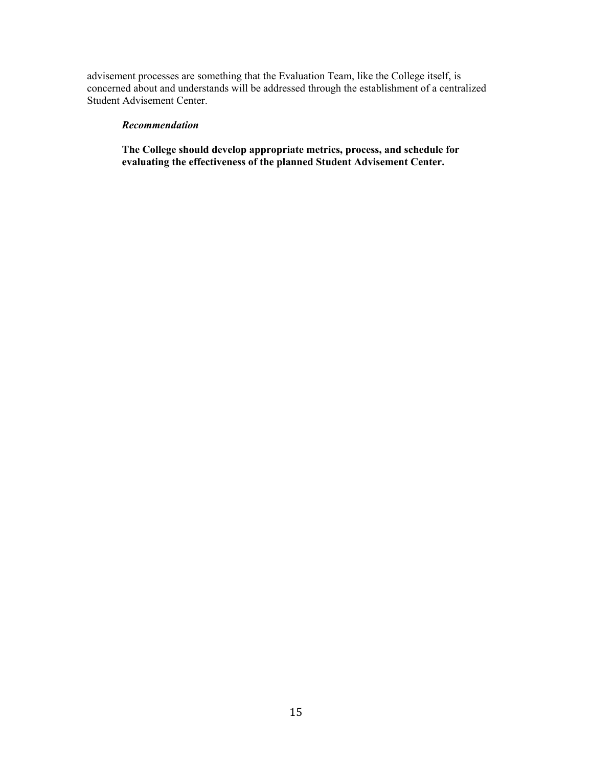advisement processes are something that the Evaluation Team, like the College itself, is concerned about and understands will be addressed through the establishment of a centralized Student Advisement Center.

***Recommendation***

**The College should develop appropriate metrics, process, and schedule for evaluating the effectiveness of the planned Student Advisement Center.**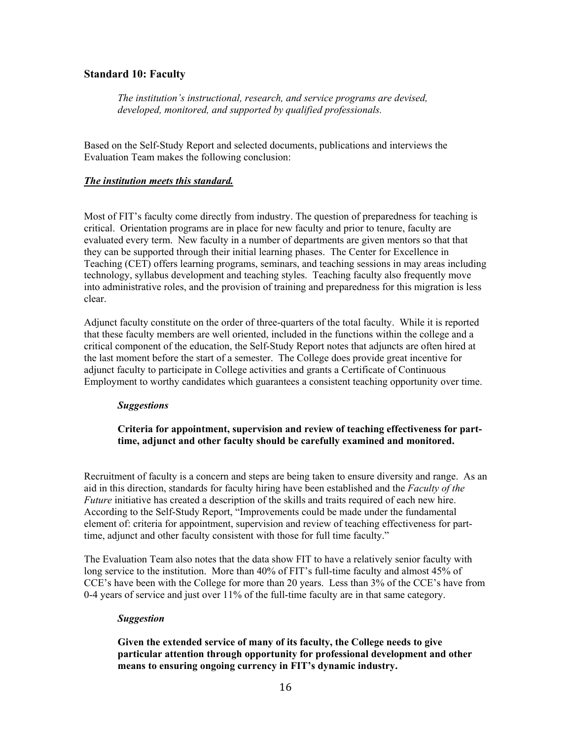## Standard 10: Faculty

*The institution's instructional, research, and service programs are devised, developed, monitored, and supported by qualified professionals.*

Based on the Self-Study Report and selected documents, publications and interviews the Evaluation Team makes the following conclusion:

***The institution meets this standard.***

Most of FIT's faculty come directly from industry. The question of preparedness for teaching is critical. Orientation programs are in place for new faculty and prior to tenure, faculty are evaluated every term. New faculty in a number of departments are given mentors so that that they can be supported through their initial learning phases. The Center for Excellence in Teaching (CET) offers learning programs, seminars, and teaching sessions in may areas including technology, syllabus development and teaching styles. Teaching faculty also frequently move into administrative roles, and the provision of training and preparedness for this migration is less clear.

Adjunct faculty constitute on the order of three-quarters of the total faculty. While it is reported that these faculty members are well oriented, included in the functions within the college and a critical component of the education, the Self-Study Report notes that adjuncts are often hired at the last moment before the start of a semester. The College does provide great incentive for adjunct faculty to participate in College activities and grants a Certificate of Continuous Employment to worthy candidates which guarantees a consistent teaching opportunity over time.

***Suggestions***

**Criteria for appointment, supervision and review of teaching effectiveness for part-time, adjunct and other faculty should be carefully examined and monitored.**

Recruitment of faculty is a concern and steps are being taken to ensure diversity and range. As an aid in this direction, standards for faculty hiring have been established and the *Faculty of the Future* initiative has created a description of the skills and traits required of each new hire. According to the Self-Study Report, "Improvements could be made under the fundamental element of: criteria for appointment, supervision and review of teaching effectiveness for part-time, adjunct and other faculty consistent with those for full time faculty."

The Evaluation Team also notes that the data show FIT to have a relatively senior faculty with long service to the institution. More than 40% of FIT's full-time faculty and almost 45% of CCE's have been with the College for more than 20 years. Less than 3% of the CCE's have from 0-4 years of service and just over 11% of the full-time faculty are in that same category.

***Suggestion***

**Given the extended service of many of its faculty, the College needs to give particular attention through opportunity for professional development and other means to ensuring ongoing currency in FIT's dynamic industry.**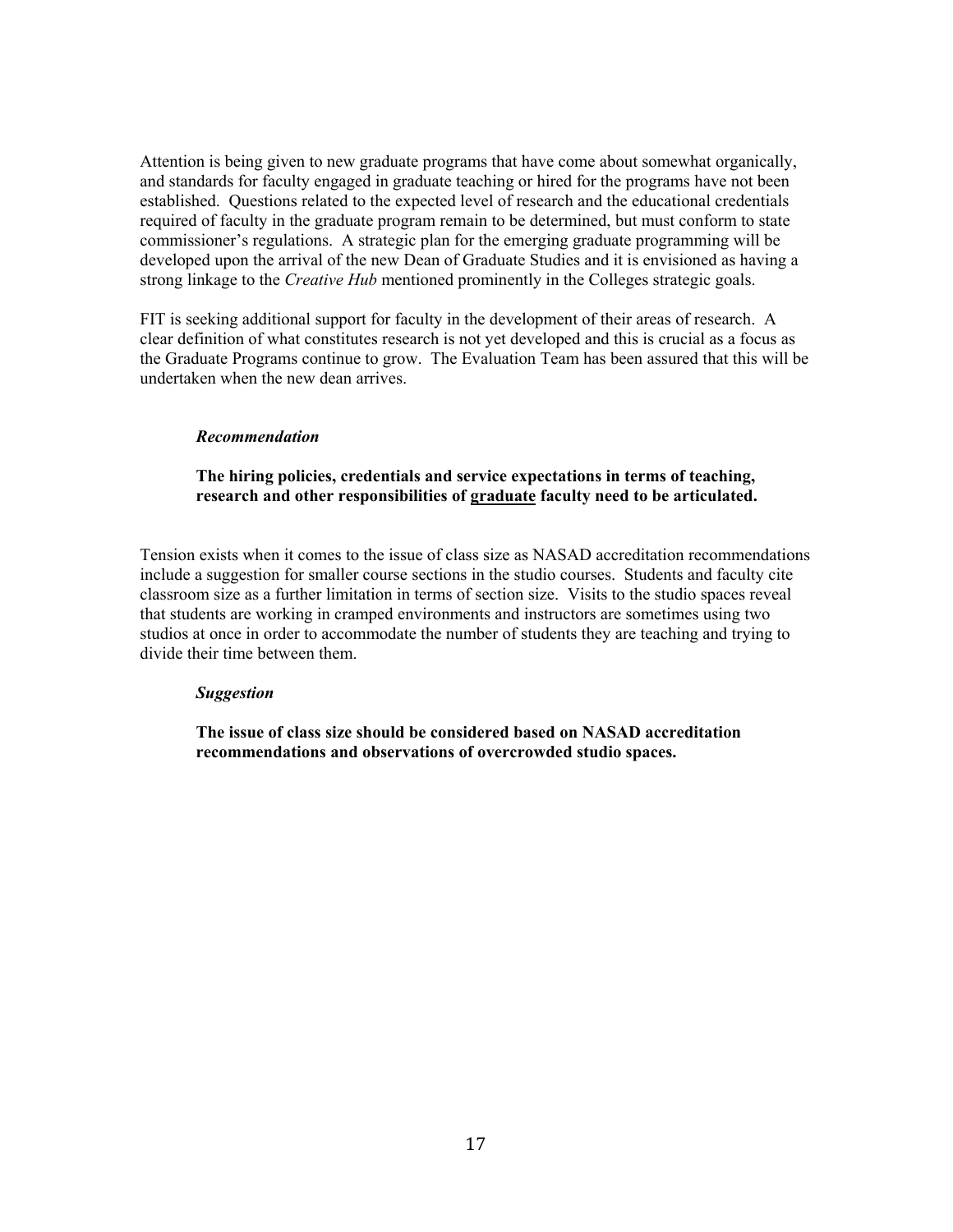Attention is being given to new graduate programs that have come about somewhat organically, and standards for faculty engaged in graduate teaching or hired for the programs have not been established. Questions related to the expected level of research and the educational credentials required of faculty in the graduate program remain to be determined, but must conform to state commissioner's regulations. A strategic plan for the emerging graduate programming will be developed upon the arrival of the new Dean of Graduate Studies and it is envisioned as having a strong linkage to the *Creative Hub* mentioned prominently in the Colleges strategic goals.

FIT is seeking additional support for faculty in the development of their areas of research. A clear definition of what constitutes research is not yet developed and this is crucial as a focus as the Graduate Programs continue to grow. The Evaluation Team has been assured that this will be undertaken when the new dean arrives.

> ***Recommendation***
>
> **The hiring policies, credentials and service expectations in terms of teaching, research and other responsibilities of <u>graduate</u> faculty need to be articulated.**

Tension exists when it comes to the issue of class size as NASAD accreditation recommendations include a suggestion for smaller course sections in the studio courses. Students and faculty cite classroom size as a further limitation in terms of section size. Visits to the studio spaces reveal that students are working in cramped environments and instructors are sometimes using two studios at once in order to accommodate the number of students they are teaching and trying to divide their time between them.

> ***Suggestion***
>
> **The issue of class size should be considered based on NASAD accreditation recommendations and observations of overcrowded studio spaces.**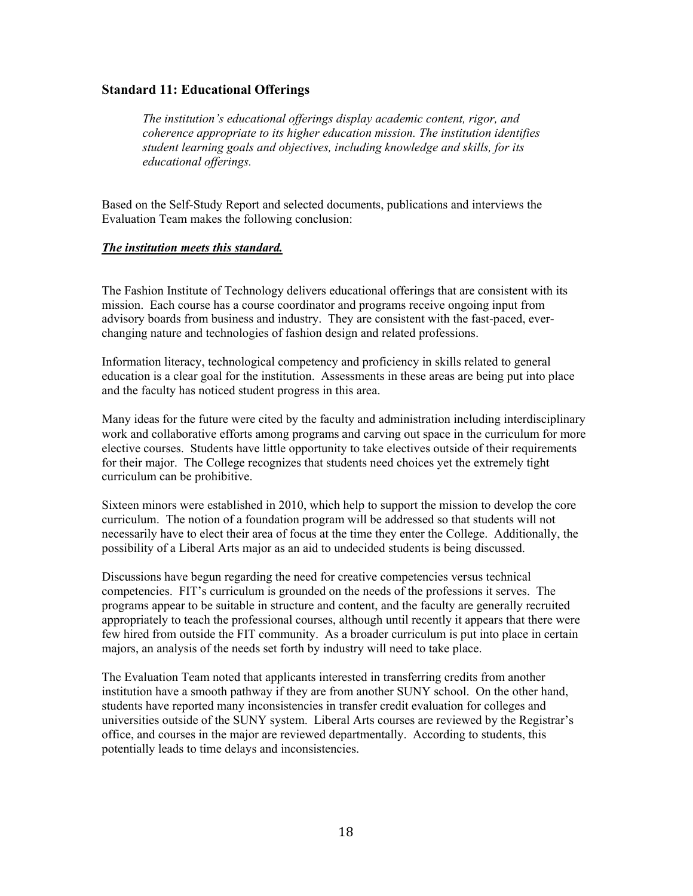### Standard 11: Educational Offerings

> *The institution's educational offerings display academic content, rigor, and coherence appropriate to its higher education mission. The institution identifies student learning goals and objectives, including knowledge and skills, for its educational offerings.*

Based on the Self-Study Report and selected documents, publications and interviews the Evaluation Team makes the following conclusion:

***The institution meets this standard.***

The Fashion Institute of Technology delivers educational offerings that are consistent with its mission. Each course has a course coordinator and programs receive ongoing input from advisory boards from business and industry. They are consistent with the fast-paced, ever-changing nature and technologies of fashion design and related professions.

Information literacy, technological competency and proficiency in skills related to general education is a clear goal for the institution. Assessments in these areas are being put into place and the faculty has noticed student progress in this area.

Many ideas for the future were cited by the faculty and administration including interdisciplinary work and collaborative efforts among programs and carving out space in the curriculum for more elective courses. Students have little opportunity to take electives outside of their requirements for their major. The College recognizes that students need choices yet the extremely tight curriculum can be prohibitive.

Sixteen minors were established in 2010, which help to support the mission to develop the core curriculum. The notion of a foundation program will be addressed so that students will not necessarily have to elect their area of focus at the time they enter the College. Additionally, the possibility of a Liberal Arts major as an aid to undecided students is being discussed.

Discussions have begun regarding the need for creative competencies versus technical competencies. FIT's curriculum is grounded on the needs of the professions it serves. The programs appear to be suitable in structure and content, and the faculty are generally recruited appropriately to teach the professional courses, although until recently it appears that there were few hired from outside the FIT community. As a broader curriculum is put into place in certain majors, an analysis of the needs set forth by industry will need to take place.

The Evaluation Team noted that applicants interested in transferring credits from another institution have a smooth pathway if they are from another SUNY school. On the other hand, students have reported many inconsistencies in transfer credit evaluation for colleges and universities outside of the SUNY system. Liberal Arts courses are reviewed by the Registrar's office, and courses in the major are reviewed departmentally. According to students, this potentially leads to time delays and inconsistencies.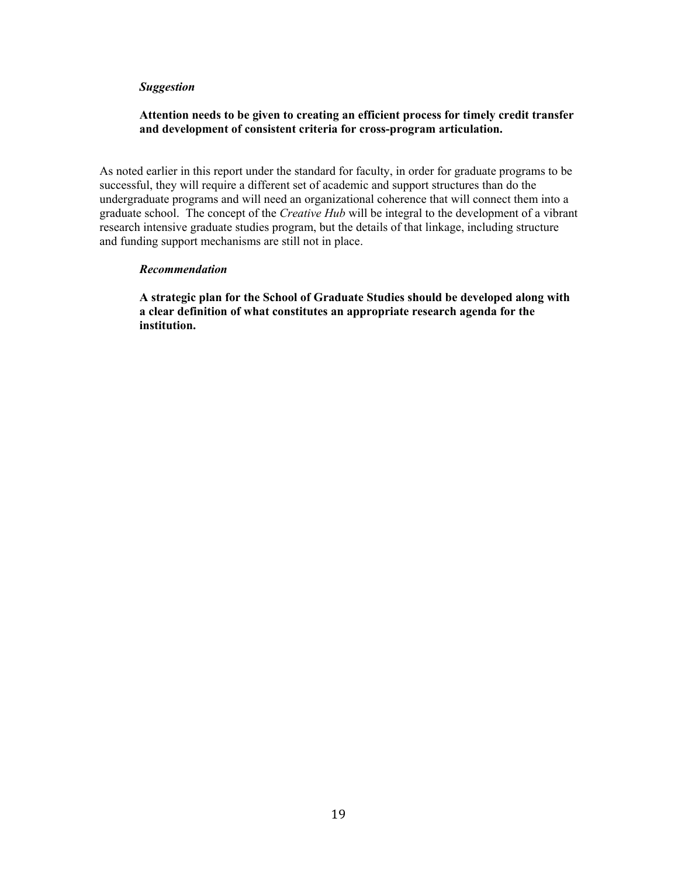***Suggestion***

**Attention needs to be given to creating an efficient process for timely credit transfer and development of consistent criteria for cross-program articulation.**

As noted earlier in this report under the standard for faculty, in order for graduate programs to be successful, they will require a different set of academic and support structures than do the undergraduate programs and will need an organizational coherence that will connect them into a graduate school. The concept of the *Creative Hub* will be integral to the development of a vibrant research intensive graduate studies program, but the details of that linkage, including structure and funding support mechanisms are still not in place.

***Recommendation***

**A strategic plan for the School of Graduate Studies should be developed along with a clear definition of what constitutes an appropriate research agenda for the institution.**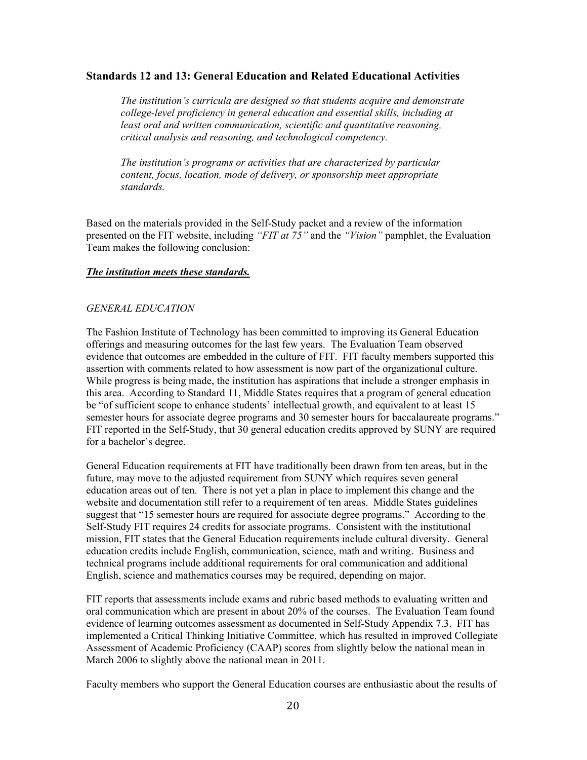### Standards 12 and 13: General Education and Related Educational Activities

> *The institution's curricula are designed so that students acquire and demonstrate college-level proficiency in general education and essential skills, including at least oral and written communication, scientific and quantitative reasoning, critical analysis and reasoning, and technological competency.*
>
> *The institution's programs or activities that are characterized by particular content, focus, location, mode of delivery, or sponsorship meet appropriate standards.*

Based on the materials provided in the Self-Study packet and a review of the information presented on the FIT website, including *"FIT at 75"* and the *"Vision"* pamphlet, the Evaluation Team makes the following conclusion:

***The institution meets these standards.***

*GENERAL EDUCATION*

The Fashion Institute of Technology has been committed to improving its General Education offerings and measuring outcomes for the last few years. The Evaluation Team observed evidence that outcomes are embedded in the culture of FIT. FIT faculty members supported this assertion with comments related to how assessment is now part of the organizational culture. While progress is being made, the institution has aspirations that include a stronger emphasis in this area. According to Standard 11, Middle States requires that a program of general education be "of sufficient scope to enhance students' intellectual growth, and equivalent to at least 15 semester hours for associate degree programs and 30 semester hours for baccalaureate programs." FIT reported in the Self-Study, that 30 general education credits approved by SUNY are required for a bachelor's degree.

General Education requirements at FIT have traditionally been drawn from ten areas, but in the future, may move to the adjusted requirement from SUNY which requires seven general education areas out of ten. There is not yet a plan in place to implement this change and the website and documentation still refer to a requirement of ten areas. Middle States guidelines suggest that "15 semester hours are required for associate degree programs." According to the Self-Study FIT requires 24 credits for associate programs. Consistent with the institutional mission, FIT states that the General Education requirements include cultural diversity. General education credits include English, communication, science, math and writing. Business and technical programs include additional requirements for oral communication and additional English, science and mathematics courses may be required, depending on major.

FIT reports that assessments include exams and rubric based methods to evaluating written and oral communication which are present in about 20% of the courses. The Evaluation Team found evidence of learning outcomes assessment as documented in Self-Study Appendix 7.3. FIT has implemented a Critical Thinking Initiative Committee, which has resulted in improved Collegiate Assessment of Academic Proficiency (CAAP) scores from slightly below the national mean in March 2006 to slightly above the national mean in 2011.

Faculty members who support the General Education courses are enthusiastic about the results of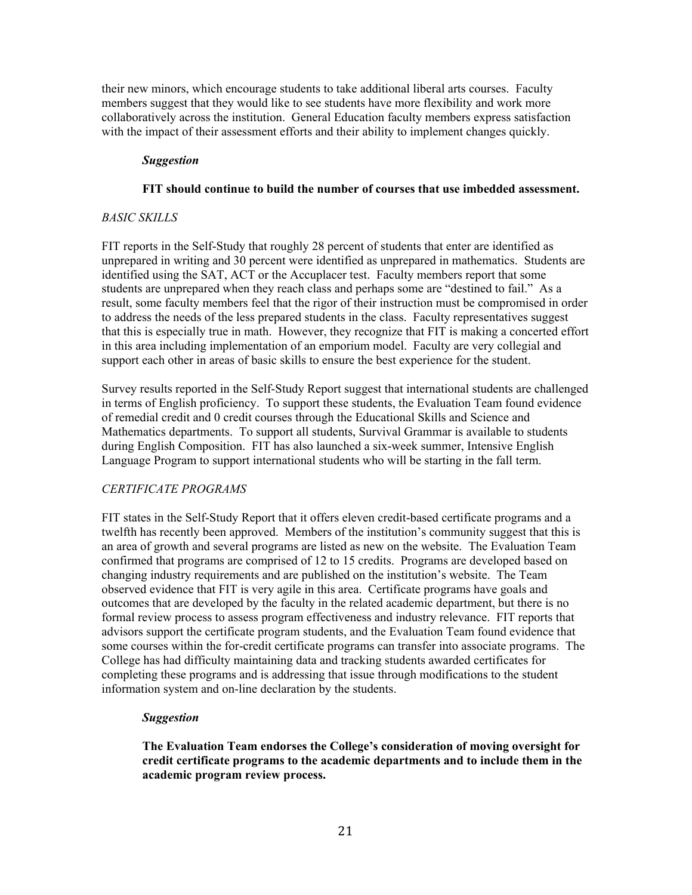their new minors, which encourage students to take additional liberal arts courses. Faculty members suggest that they would like to see students have more flexibility and work more collaboratively across the institution. General Education faculty members express satisfaction with the impact of their assessment efforts and their ability to implement changes quickly.

***Suggestion***

**FIT should continue to build the number of courses that use imbedded assessment.**

*BASIC SKILLS*

FIT reports in the Self-Study that roughly 28 percent of students that enter are identified as unprepared in writing and 30 percent were identified as unprepared in mathematics. Students are identified using the SAT, ACT or the Accuplacer test. Faculty members report that some students are unprepared when they reach class and perhaps some are "destined to fail." As a result, some faculty members feel that the rigor of their instruction must be compromised in order to address the needs of the less prepared students in the class. Faculty representatives suggest that this is especially true in math. However, they recognize that FIT is making a concerted effort in this area including implementation of an emporium model. Faculty are very collegial and support each other in areas of basic skills to ensure the best experience for the student.

Survey results reported in the Self-Study Report suggest that international students are challenged in terms of English proficiency. To support these students, the Evaluation Team found evidence of remedial credit and 0 credit courses through the Educational Skills and Science and Mathematics departments. To support all students, Survival Grammar is available to students during English Composition. FIT has also launched a six-week summer, Intensive English Language Program to support international students who will be starting in the fall term.

*CERTIFICATE PROGRAMS*

FIT states in the Self-Study Report that it offers eleven credit-based certificate programs and a twelfth has recently been approved. Members of the institution's community suggest that this is an area of growth and several programs are listed as new on the website. The Evaluation Team confirmed that programs are comprised of 12 to 15 credits. Programs are developed based on changing industry requirements and are published on the institution's website. The Team observed evidence that FIT is very agile in this area. Certificate programs have goals and outcomes that are developed by the faculty in the related academic department, but there is no formal review process to assess program effectiveness and industry relevance. FIT reports that advisors support the certificate program students, and the Evaluation Team found evidence that some courses within the for-credit certificate programs can transfer into associate programs. The College has had difficulty maintaining data and tracking students awarded certificates for completing these programs and is addressing that issue through modifications to the student information system and on-line declaration by the students.

***Suggestion***

**The Evaluation Team endorses the College's consideration of moving oversight for credit certificate programs to the academic departments and to include them in the academic program review process.**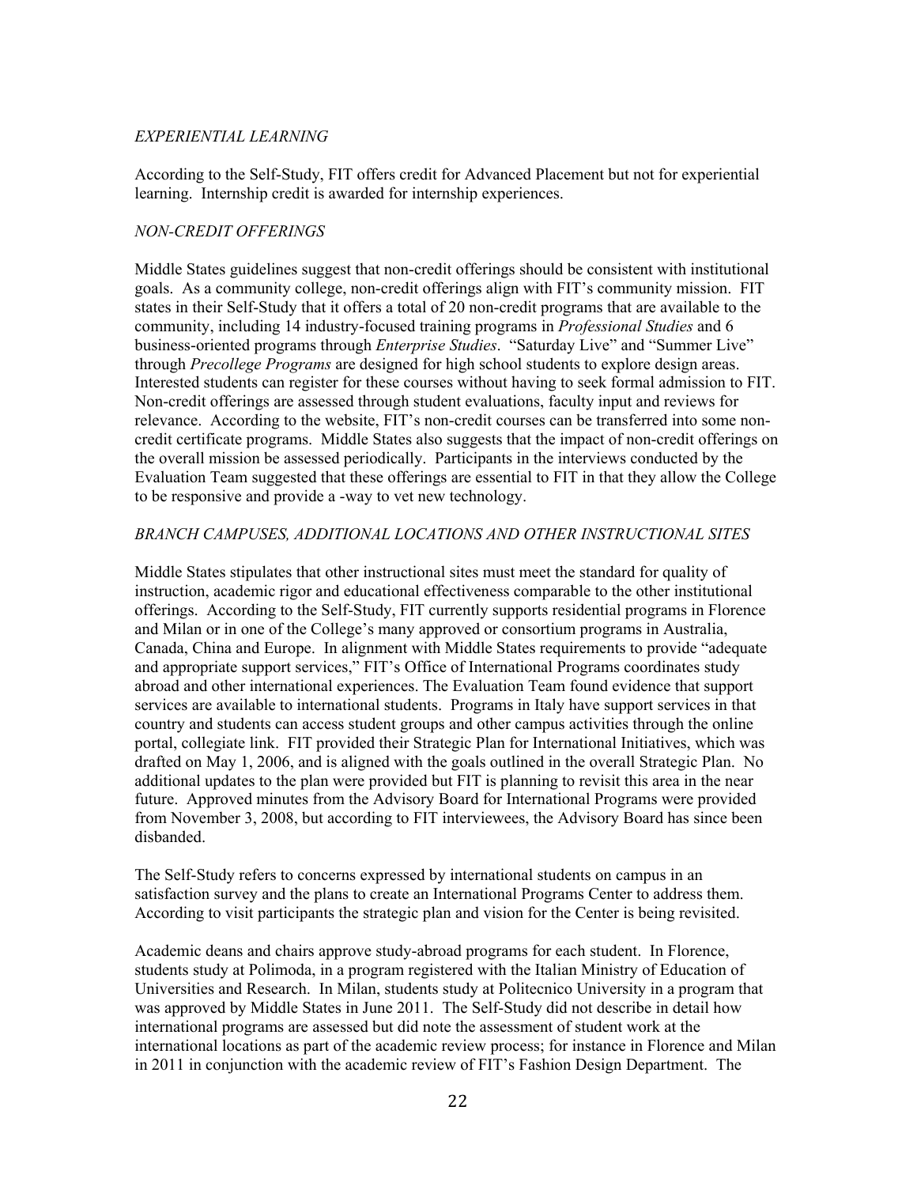*EXPERIENTIAL LEARNING*

According to the Self-Study, FIT offers credit for Advanced Placement but not for experiential learning. Internship credit is awarded for internship experiences.

*NON-CREDIT OFFERINGS*

Middle States guidelines suggest that non-credit offerings should be consistent with institutional goals. As a community college, non-credit offerings align with FIT's community mission. FIT states in their Self-Study that it offers a total of 20 non-credit programs that are available to the community, including 14 industry-focused training programs in *Professional Studies* and 6 business-oriented programs through *Enterprise Studies*. "Saturday Live" and "Summer Live" through *Precollege Programs* are designed for high school students to explore design areas. Interested students can register for these courses without having to seek formal admission to FIT. Non-credit offerings are assessed through student evaluations, faculty input and reviews for relevance. According to the website, FIT's non-credit courses can be transferred into some non-credit certificate programs. Middle States also suggests that the impact of non-credit offerings on the overall mission be assessed periodically. Participants in the interviews conducted by the Evaluation Team suggested that these offerings are essential to FIT in that they allow the College to be responsive and provide a -way to vet new technology.

*BRANCH CAMPUSES, ADDITIONAL LOCATIONS AND OTHER INSTRUCTIONAL SITES*

Middle States stipulates that other instructional sites must meet the standard for quality of instruction, academic rigor and educational effectiveness comparable to the other institutional offerings. According to the Self-Study, FIT currently supports residential programs in Florence and Milan or in one of the College's many approved or consortium programs in Australia, Canada, China and Europe. In alignment with Middle States requirements to provide "adequate and appropriate support services," FIT's Office of International Programs coordinates study abroad and other international experiences. The Evaluation Team found evidence that support services are available to international students. Programs in Italy have support services in that country and students can access student groups and other campus activities through the online portal, collegiate link. FIT provided their Strategic Plan for International Initiatives, which was drafted on May 1, 2006, and is aligned with the goals outlined in the overall Strategic Plan. No additional updates to the plan were provided but FIT is planning to revisit this area in the near future. Approved minutes from the Advisory Board for International Programs were provided from November 3, 2008, but according to FIT interviewees, the Advisory Board has since been disbanded.

The Self-Study refers to concerns expressed by international students on campus in an satisfaction survey and the plans to create an International Programs Center to address them. According to visit participants the strategic plan and vision for the Center is being revisited.

Academic deans and chairs approve study-abroad programs for each student. In Florence, students study at Polimoda, in a program registered with the Italian Ministry of Education of Universities and Research. In Milan, students study at Politecnico University in a program that was approved by Middle States in June 2011. The Self-Study did not describe in detail how international programs are assessed but did note the assessment of student work at the international locations as part of the academic review process; for instance in Florence and Milan in 2011 in conjunction with the academic review of FIT's Fashion Design Department. The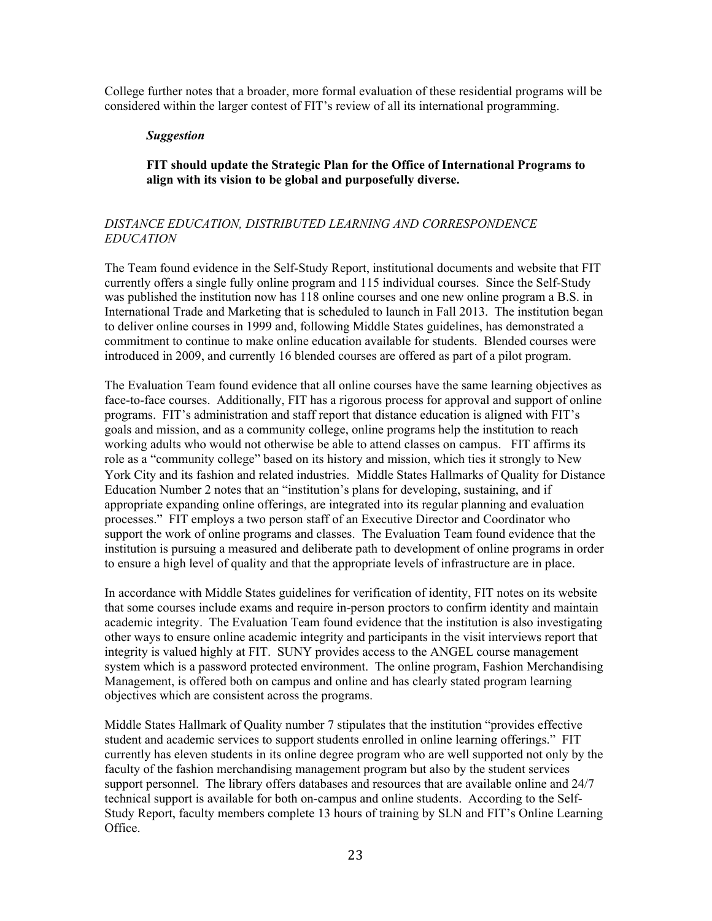College further notes that a broader, more formal evaluation of these residential programs will be considered within the larger contest of FIT's review of all its international programming.

***Suggestion***

**FIT should update the Strategic Plan for the Office of International Programs to align with its vision to be global and purposefully diverse.**

*DISTANCE EDUCATION, DISTRIBUTED LEARNING AND CORRESPONDENCE EDUCATION*

The Team found evidence in the Self-Study Report, institutional documents and website that FIT currently offers a single fully online program and 115 individual courses. Since the Self-Study was published the institution now has 118 online courses and one new online program a B.S. in International Trade and Marketing that is scheduled to launch in Fall 2013. The institution began to deliver online courses in 1999 and, following Middle States guidelines, has demonstrated a commitment to continue to make online education available for students. Blended courses were introduced in 2009, and currently 16 blended courses are offered as part of a pilot program.

The Evaluation Team found evidence that all online courses have the same learning objectives as face-to-face courses. Additionally, FIT has a rigorous process for approval and support of online programs. FIT's administration and staff report that distance education is aligned with FIT's goals and mission, and as a community college, online programs help the institution to reach working adults who would not otherwise be able to attend classes on campus. FIT affirms its role as a "community college" based on its history and mission, which ties it strongly to New York City and its fashion and related industries. Middle States Hallmarks of Quality for Distance Education Number 2 notes that an "institution's plans for developing, sustaining, and if appropriate expanding online offerings, are integrated into its regular planning and evaluation processes." FIT employs a two person staff of an Executive Director and Coordinator who support the work of online programs and classes. The Evaluation Team found evidence that the institution is pursuing a measured and deliberate path to development of online programs in order to ensure a high level of quality and that the appropriate levels of infrastructure are in place.

In accordance with Middle States guidelines for verification of identity, FIT notes on its website that some courses include exams and require in-person proctors to confirm identity and maintain academic integrity. The Evaluation Team found evidence that the institution is also investigating other ways to ensure online academic integrity and participants in the visit interviews report that integrity is valued highly at FIT. SUNY provides access to the ANGEL course management system which is a password protected environment. The online program, Fashion Merchandising Management, is offered both on campus and online and has clearly stated program learning objectives which are consistent across the programs.

Middle States Hallmark of Quality number 7 stipulates that the institution "provides effective student and academic services to support students enrolled in online learning offerings." FIT currently has eleven students in its online degree program who are well supported not only by the faculty of the fashion merchandising management program but also by the student services support personnel. The library offers databases and resources that are available online and 24/7 technical support is available for both on-campus and online students. According to the Self-Study Report, faculty members complete 13 hours of training by SLN and FIT's Online Learning Office.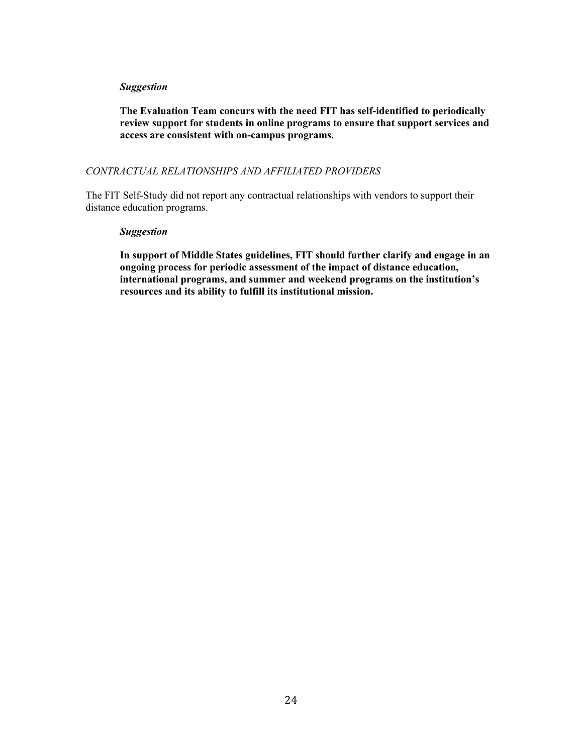***Suggestion***

**The Evaluation Team concurs with the need FIT has self-identified to periodically review support for students in online programs to ensure that support services and access are consistent with on-campus programs.**

*CONTRACTUAL RELATIONSHIPS AND AFFILIATED PROVIDERS*

The FIT Self-Study did not report any contractual relationships with vendors to support their distance education programs.

***Suggestion***

**In support of Middle States guidelines, FIT should further clarify and engage in an ongoing process for periodic assessment of the impact of distance education, international programs, and summer and weekend programs on the institution's resources and its ability to fulfill its institutional mission.**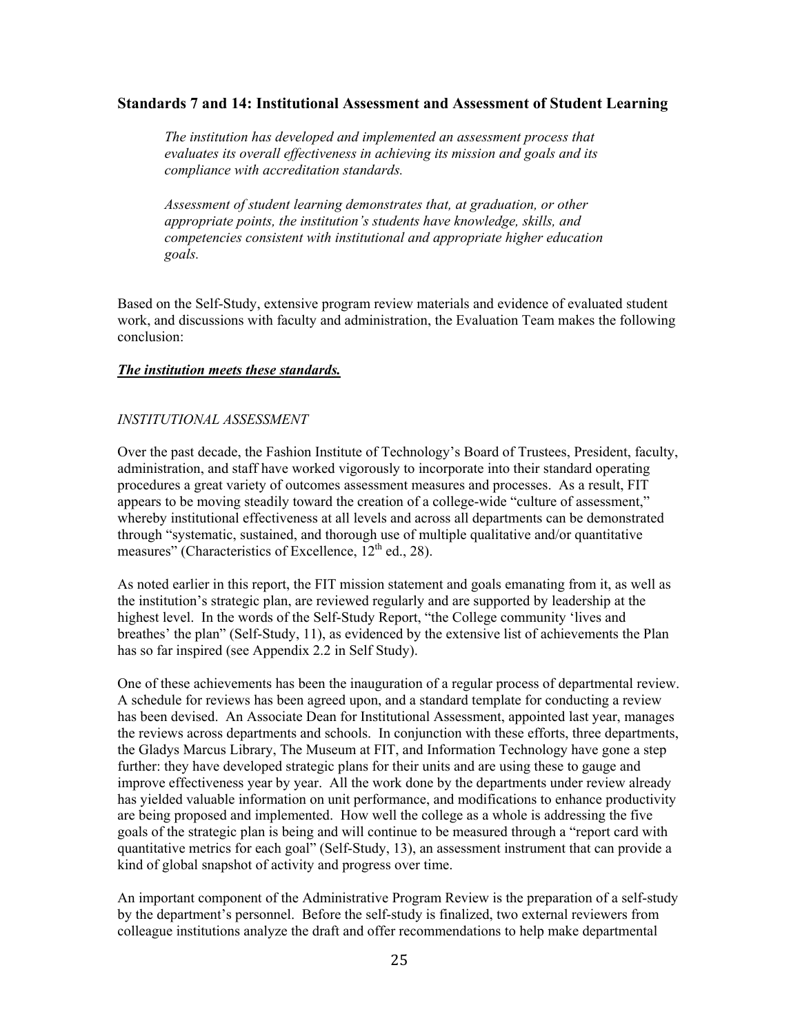### Standards 7 and 14: Institutional Assessment and Assessment of Student Learning

> *The institution has developed and implemented an assessment process that evaluates its overall effectiveness in achieving its mission and goals and its compliance with accreditation standards.*
>
> *Assessment of student learning demonstrates that, at graduation, or other appropriate points, the institution's students have knowledge, skills, and competencies consistent with institutional and appropriate higher education goals.*

Based on the Self-Study, extensive program review materials and evidence of evaluated student work, and discussions with faculty and administration, the Evaluation Team makes the following conclusion:

***The institution meets these standards.***

*INSTITUTIONAL ASSESSMENT*

Over the past decade, the Fashion Institute of Technology's Board of Trustees, President, faculty, administration, and staff have worked vigorously to incorporate into their standard operating procedures a great variety of outcomes assessment measures and processes. As a result, FIT appears to be moving steadily toward the creation of a college-wide "culture of assessment," whereby institutional effectiveness at all levels and across all departments can be demonstrated through "systematic, sustained, and thorough use of multiple qualitative and/or quantitative measures" (Characteristics of Excellence, 12th ed., 28).

As noted earlier in this report, the FIT mission statement and goals emanating from it, as well as the institution's strategic plan, are reviewed regularly and are supported by leadership at the highest level. In the words of the Self-Study Report, "the College community 'lives and breathes' the plan" (Self-Study, 11), as evidenced by the extensive list of achievements the Plan has so far inspired (see Appendix 2.2 in Self Study).

One of these achievements has been the inauguration of a regular process of departmental review. A schedule for reviews has been agreed upon, and a standard template for conducting a review has been devised. An Associate Dean for Institutional Assessment, appointed last year, manages the reviews across departments and schools. In conjunction with these efforts, three departments, the Gladys Marcus Library, The Museum at FIT, and Information Technology have gone a step further: they have developed strategic plans for their units and are using these to gauge and improve effectiveness year by year. All the work done by the departments under review already has yielded valuable information on unit performance, and modifications to enhance productivity are being proposed and implemented. How well the college as a whole is addressing the five goals of the strategic plan is being and will continue to be measured through a "report card with quantitative metrics for each goal" (Self-Study, 13), an assessment instrument that can provide a kind of global snapshot of activity and progress over time.

An important component of the Administrative Program Review is the preparation of a self-study by the department's personnel. Before the self-study is finalized, two external reviewers from colleague institutions analyze the draft and offer recommendations to help make departmental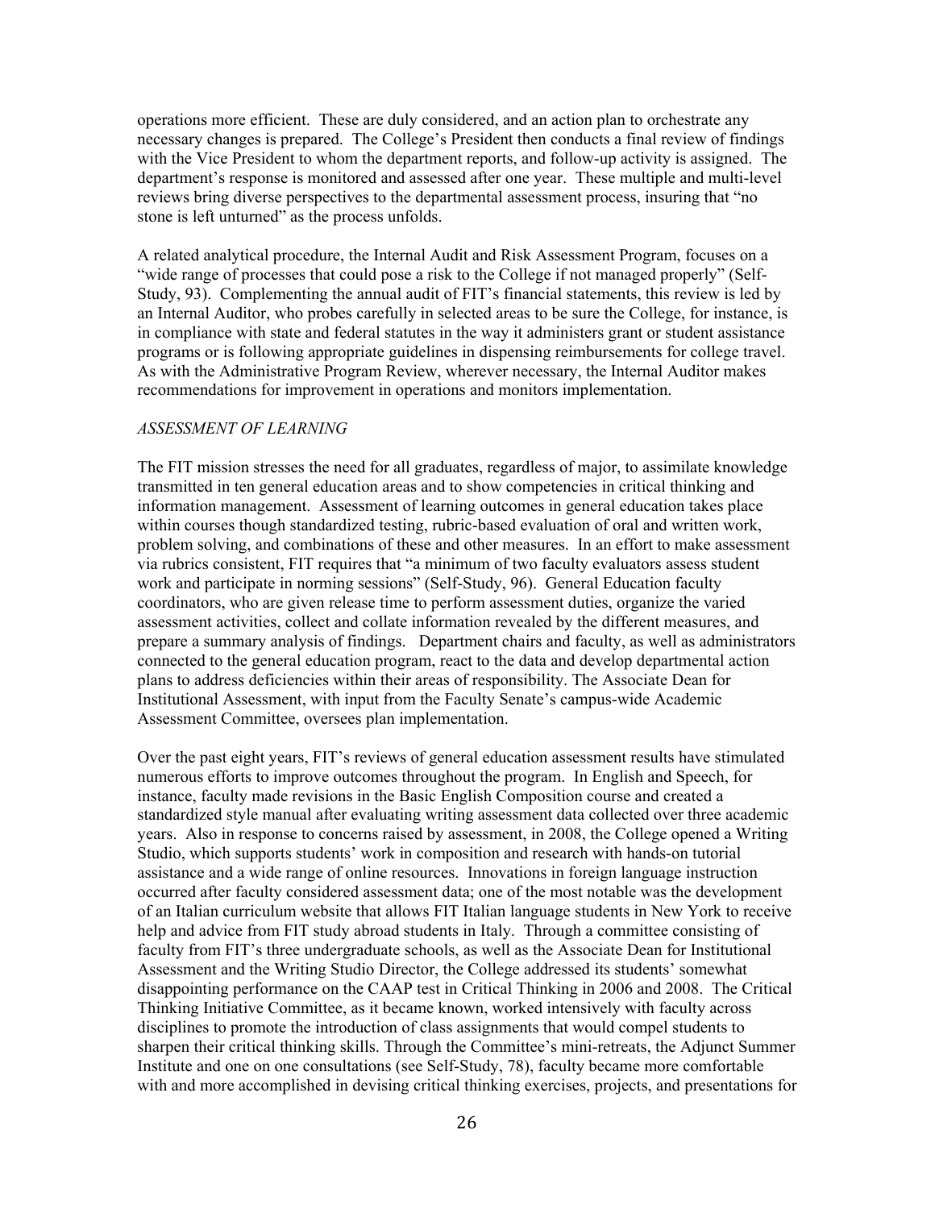operations more efficient. These are duly considered, and an action plan to orchestrate any necessary changes is prepared. The College's President then conducts a final review of findings with the Vice President to whom the department reports, and follow-up activity is assigned. The department's response is monitored and assessed after one year. These multiple and multi-level reviews bring diverse perspectives to the departmental assessment process, insuring that "no stone is left unturned" as the process unfolds.

A related analytical procedure, the Internal Audit and Risk Assessment Program, focuses on a "wide range of processes that could pose a risk to the College if not managed properly" (Self-Study, 93). Complementing the annual audit of FIT's financial statements, this review is led by an Internal Auditor, who probes carefully in selected areas to be sure the College, for instance, is in compliance with state and federal statutes in the way it administers grant or student assistance programs or is following appropriate guidelines in dispensing reimbursements for college travel. As with the Administrative Program Review, wherever necessary, the Internal Auditor makes recommendations for improvement in operations and monitors implementation.

*ASSESSMENT OF LEARNING*

The FIT mission stresses the need for all graduates, regardless of major, to assimilate knowledge transmitted in ten general education areas and to show competencies in critical thinking and information management. Assessment of learning outcomes in general education takes place within courses though standardized testing, rubric-based evaluation of oral and written work, problem solving, and combinations of these and other measures. In an effort to make assessment via rubrics consistent, FIT requires that "a minimum of two faculty evaluators assess student work and participate in norming sessions" (Self-Study, 96). General Education faculty coordinators, who are given release time to perform assessment duties, organize the varied assessment activities, collect and collate information revealed by the different measures, and prepare a summary analysis of findings. Department chairs and faculty, as well as administrators connected to the general education program, react to the data and develop departmental action plans to address deficiencies within their areas of responsibility. The Associate Dean for Institutional Assessment, with input from the Faculty Senate's campus-wide Academic Assessment Committee, oversees plan implementation.

Over the past eight years, FIT's reviews of general education assessment results have stimulated numerous efforts to improve outcomes throughout the program. In English and Speech, for instance, faculty made revisions in the Basic English Composition course and created a standardized style manual after evaluating writing assessment data collected over three academic years. Also in response to concerns raised by assessment, in 2008, the College opened a Writing Studio, which supports students' work in composition and research with hands-on tutorial assistance and a wide range of online resources. Innovations in foreign language instruction occurred after faculty considered assessment data; one of the most notable was the development of an Italian curriculum website that allows FIT Italian language students in New York to receive help and advice from FIT study abroad students in Italy. Through a committee consisting of faculty from FIT's three undergraduate schools, as well as the Associate Dean for Institutional Assessment and the Writing Studio Director, the College addressed its students' somewhat disappointing performance on the CAAP test in Critical Thinking in 2006 and 2008. The Critical Thinking Initiative Committee, as it became known, worked intensively with faculty across disciplines to promote the introduction of class assignments that would compel students to sharpen their critical thinking skills. Through the Committee's mini-retreats, the Adjunct Summer Institute and one on one consultations (see Self-Study, 78), faculty became more comfortable with and more accomplished in devising critical thinking exercises, projects, and presentations for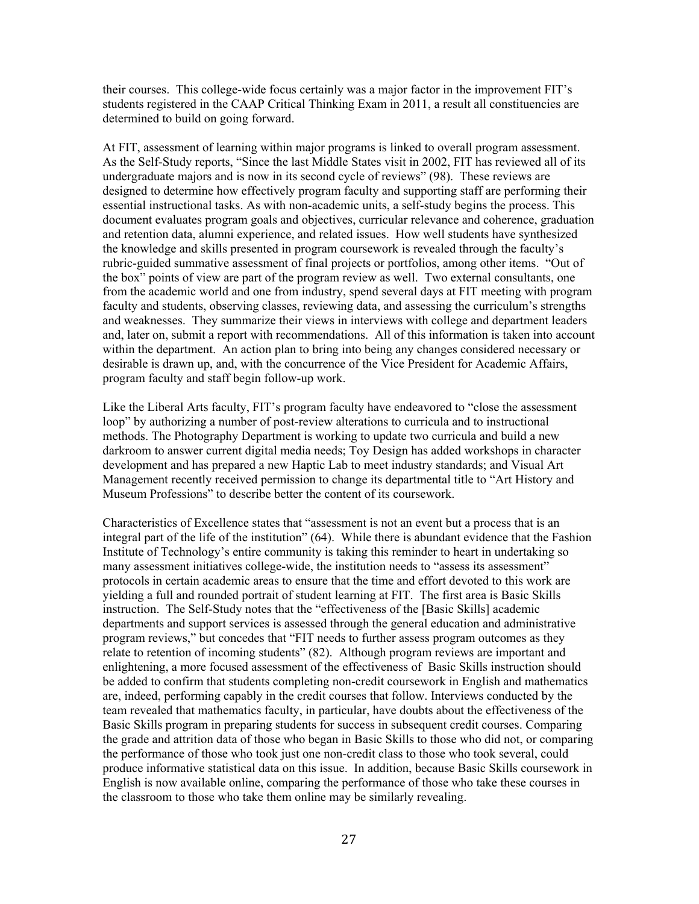their courses. This college-wide focus certainly was a major factor in the improvement FIT's students registered in the CAAP Critical Thinking Exam in 2011, a result all constituencies are determined to build on going forward.

At FIT, assessment of learning within major programs is linked to overall program assessment. As the Self-Study reports, "Since the last Middle States visit in 2002, FIT has reviewed all of its undergraduate majors and is now in its second cycle of reviews" (98). These reviews are designed to determine how effectively program faculty and supporting staff are performing their essential instructional tasks. As with non-academic units, a self-study begins the process. This document evaluates program goals and objectives, curricular relevance and coherence, graduation and retention data, alumni experience, and related issues. How well students have synthesized the knowledge and skills presented in program coursework is revealed through the faculty's rubric-guided summative assessment of final projects or portfolios, among other items. "Out of the box" points of view are part of the program review as well. Two external consultants, one from the academic world and one from industry, spend several days at FIT meeting with program faculty and students, observing classes, reviewing data, and assessing the curriculum's strengths and weaknesses. They summarize their views in interviews with college and department leaders and, later on, submit a report with recommendations. All of this information is taken into account within the department. An action plan to bring into being any changes considered necessary or desirable is drawn up, and, with the concurrence of the Vice President for Academic Affairs, program faculty and staff begin follow-up work.

Like the Liberal Arts faculty, FIT's program faculty have endeavored to "close the assessment loop" by authorizing a number of post-review alterations to curricula and to instructional methods. The Photography Department is working to update two curricula and build a new darkroom to answer current digital media needs; Toy Design has added workshops in character development and has prepared a new Haptic Lab to meet industry standards; and Visual Art Management recently received permission to change its departmental title to "Art History and Museum Professions" to describe better the content of its coursework.

Characteristics of Excellence states that "assessment is not an event but a process that is an integral part of the life of the institution" (64). While there is abundant evidence that the Fashion Institute of Technology's entire community is taking this reminder to heart in undertaking so many assessment initiatives college-wide, the institution needs to "assess its assessment" protocols in certain academic areas to ensure that the time and effort devoted to this work are yielding a full and rounded portrait of student learning at FIT. The first area is Basic Skills instruction. The Self-Study notes that the "effectiveness of the [Basic Skills] academic departments and support services is assessed through the general education and administrative program reviews," but concedes that "FIT needs to further assess program outcomes as they relate to retention of incoming students" (82). Although program reviews are important and enlightening, a more focused assessment of the effectiveness of Basic Skills instruction should be added to confirm that students completing non-credit coursework in English and mathematics are, indeed, performing capably in the credit courses that follow. Interviews conducted by the team revealed that mathematics faculty, in particular, have doubts about the effectiveness of the Basic Skills program in preparing students for success in subsequent credit courses. Comparing the grade and attrition data of those who began in Basic Skills to those who did not, or comparing the performance of those who took just one non-credit class to those who took several, could produce informative statistical data on this issue. In addition, because Basic Skills coursework in English is now available online, comparing the performance of those who take these courses in the classroom to those who take them online may be similarly revealing.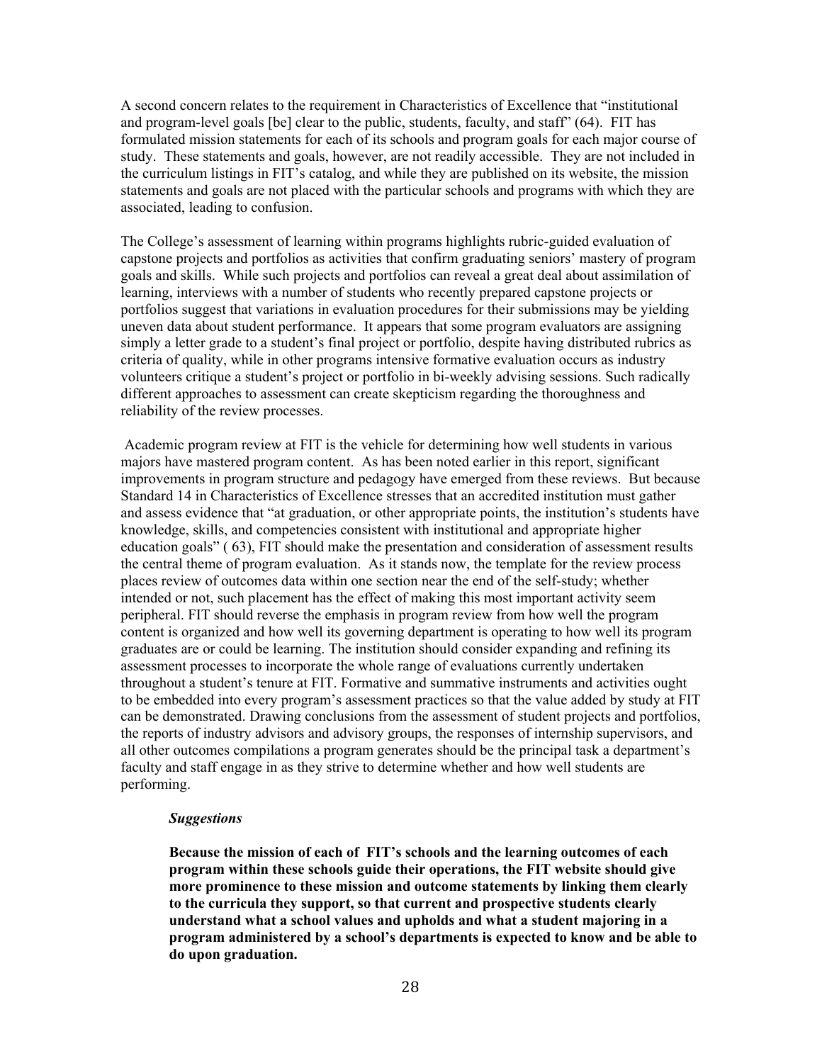A second concern relates to the requirement in Characteristics of Excellence that "institutional and program-level goals [be] clear to the public, students, faculty, and staff" (64). FIT has formulated mission statements for each of its schools and program goals for each major course of study. These statements and goals, however, are not readily accessible. They are not included in the curriculum listings in FIT's catalog, and while they are published on its website, the mission statements and goals are not placed with the particular schools and programs with which they are associated, leading to confusion.

The College's assessment of learning within programs highlights rubric-guided evaluation of capstone projects and portfolios as activities that confirm graduating seniors' mastery of program goals and skills. While such projects and portfolios can reveal a great deal about assimilation of learning, interviews with a number of students who recently prepared capstone projects or portfolios suggest that variations in evaluation procedures for their submissions may be yielding uneven data about student performance. It appears that some program evaluators are assigning simply a letter grade to a student's final project or portfolio, despite having distributed rubrics as criteria of quality, while in other programs intensive formative evaluation occurs as industry volunteers critique a student's project or portfolio in bi-weekly advising sessions. Such radically different approaches to assessment can create skepticism regarding the thoroughness and reliability of the review processes.

Academic program review at FIT is the vehicle for determining how well students in various majors have mastered program content. As has been noted earlier in this report, significant improvements in program structure and pedagogy have emerged from these reviews. But because Standard 14 in Characteristics of Excellence stresses that an accredited institution must gather and assess evidence that "at graduation, or other appropriate points, the institution's students have knowledge, skills, and competencies consistent with institutional and appropriate higher education goals" ( 63), FIT should make the presentation and consideration of assessment results the central theme of program evaluation. As it stands now, the template for the review process places review of outcomes data within one section near the end of the self-study; whether intended or not, such placement has the effect of making this most important activity seem peripheral. FIT should reverse the emphasis in program review from how well the program content is organized and how well its governing department is operating to how well its program graduates are or could be learning. The institution should consider expanding and refining its assessment processes to incorporate the whole range of evaluations currently undertaken throughout a student's tenure at FIT. Formative and summative instruments and activities ought to be embedded into every program's assessment practices so that the value added by study at FIT can be demonstrated. Drawing conclusions from the assessment of student projects and portfolios, the reports of industry advisors and advisory groups, the responses of internship supervisors, and all other outcomes compilations a program generates should be the principal task a department's faculty and staff engage in as they strive to determine whether and how well students are performing.

***Suggestions***

**Because the mission of each of FIT's schools and the learning outcomes of each program within these schools guide their operations, the FIT website should give more prominence to these mission and outcome statements by linking them clearly to the curricula they support, so that current and prospective students clearly understand what a school values and upholds and what a student majoring in a program administered by a school's departments is expected to know and be able to do upon graduation.**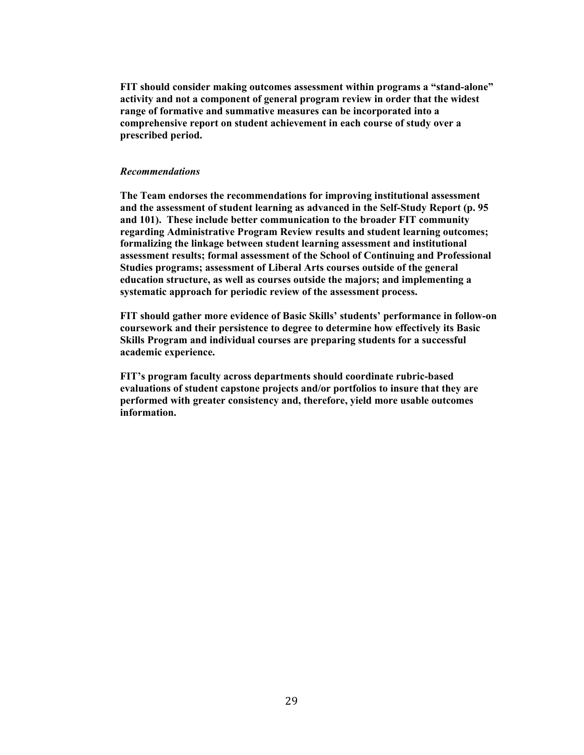**FIT should consider making outcomes assessment within programs a "stand-alone" activity and not a component of general program review in order that the widest range of formative and summative measures can be incorporated into a comprehensive report on student achievement in each course of study over a prescribed period.**

***Recommendations***

**The Team endorses the recommendations for improving institutional assessment and the assessment of student learning as advanced in the Self-Study Report (p. 95 and 101). These include better communication to the broader FIT community regarding Administrative Program Review results and student learning outcomes; formalizing the linkage between student learning assessment and institutional assessment results; formal assessment of the School of Continuing and Professional Studies programs; assessment of Liberal Arts courses outside of the general education structure, as well as courses outside the majors; and implementing a systematic approach for periodic review of the assessment process.**

**FIT should gather more evidence of Basic Skills' students' performance in follow-on coursework and their persistence to degree to determine how effectively its Basic Skills Program and individual courses are preparing students for a successful academic experience.**

**FIT's program faculty across departments should coordinate rubric-based evaluations of student capstone projects and/or portfolios to insure that they are performed with greater consistency and, therefore, yield more usable outcomes information.**